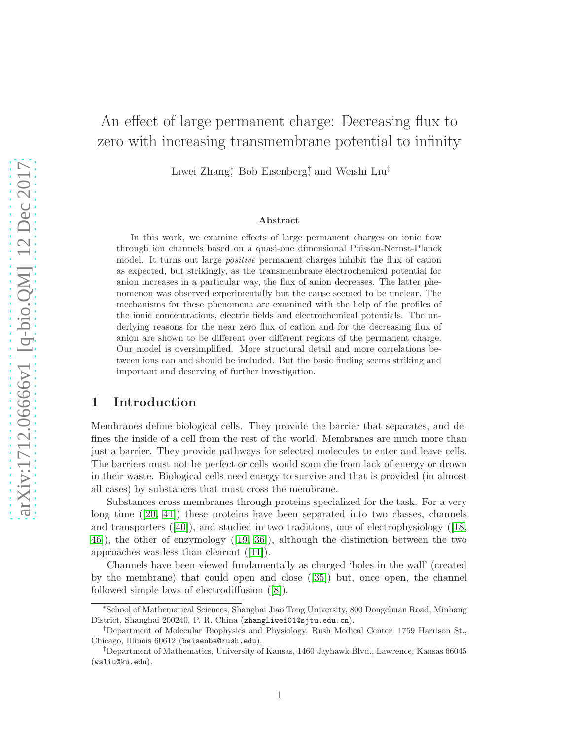# An effect of large permanent charge: Decreasing flux to zero with increasing transmembrane potential to infinity

Liwei Zhang[*], Bob Eisenberg[†], and Weishi Liu[‡]

### Abstract

In this work, we examine effects of large permanent charges on ionic flow through ion channels based on a quasi-one dimensional Poisson-Nernst-Planck model. It turns out large *positive* permanent charges inhibit the flux of cation as expected, but strikingly, as the transmembrane electrochemical potential for anion increases in a particular way, the flux of anion decreases. The latter phenomenon was observed experimentally but the cause seemed to be unclear. The mechanisms for these phenomena are examined with the help of the profiles of the ionic concentrations, electric fields and electrochemical potentials. The underlying reasons for the near zero flux of cation and for the decreasing flux of anion are shown to be different over different regions of the permanent charge. Our model is oversimplified. More structural detail and more correlations between ions can and should be included. But the basic finding seems striking and important and deserving of further investigation.

## 1 Introduction

Membranes define biological cells. They provide the barrier that separates, and defines the inside of a cell from the rest of the world. Membranes are much more than just a barrier. They provide pathways for selected molecules to enter and leave cells. The barriers must not be perfect or cells would soon die from lack of energy or drown in their waste. Biological cells need energy to survive and that is provided (in almost all cases) by substances that must cross the membrane.

Substances cross membranes through proteins specialized for the task. For a very long time ([20, 41]) these proteins have been separated into two classes, channels and transporters ([40]), and studied in two traditions, one of electrophysiology ([18, 46]), the other of enzymology ([19, 36]), although the distinction between the two approaches was less than clearcut ([11]).

Channels have been viewed fundamentally as charged 'holes in the wall' (created by the membrane) that could open and close ([35]) but, once open, the channel followed simple laws of electrodiffusion ([8]).

---

[*] School of Mathematical Sciences, Shanghai Jiao Tong University, 800 Dongchuan Road, Minhang District, Shanghai 200240, P. R. China (zhangliwei01@sjtu.edu.cn).

[†] Department of Molecular Biophysics and Physiology, Rush Medical Center, 1759 Harrison St., Chicago, Illinois 60612 (beisenbe@rush.edu).

[‡] Department of Mathematics, University of Kansas, 1460 Jayhawk Blvd., Lawrence, Kansas 66045 (wsliu@ku.edu).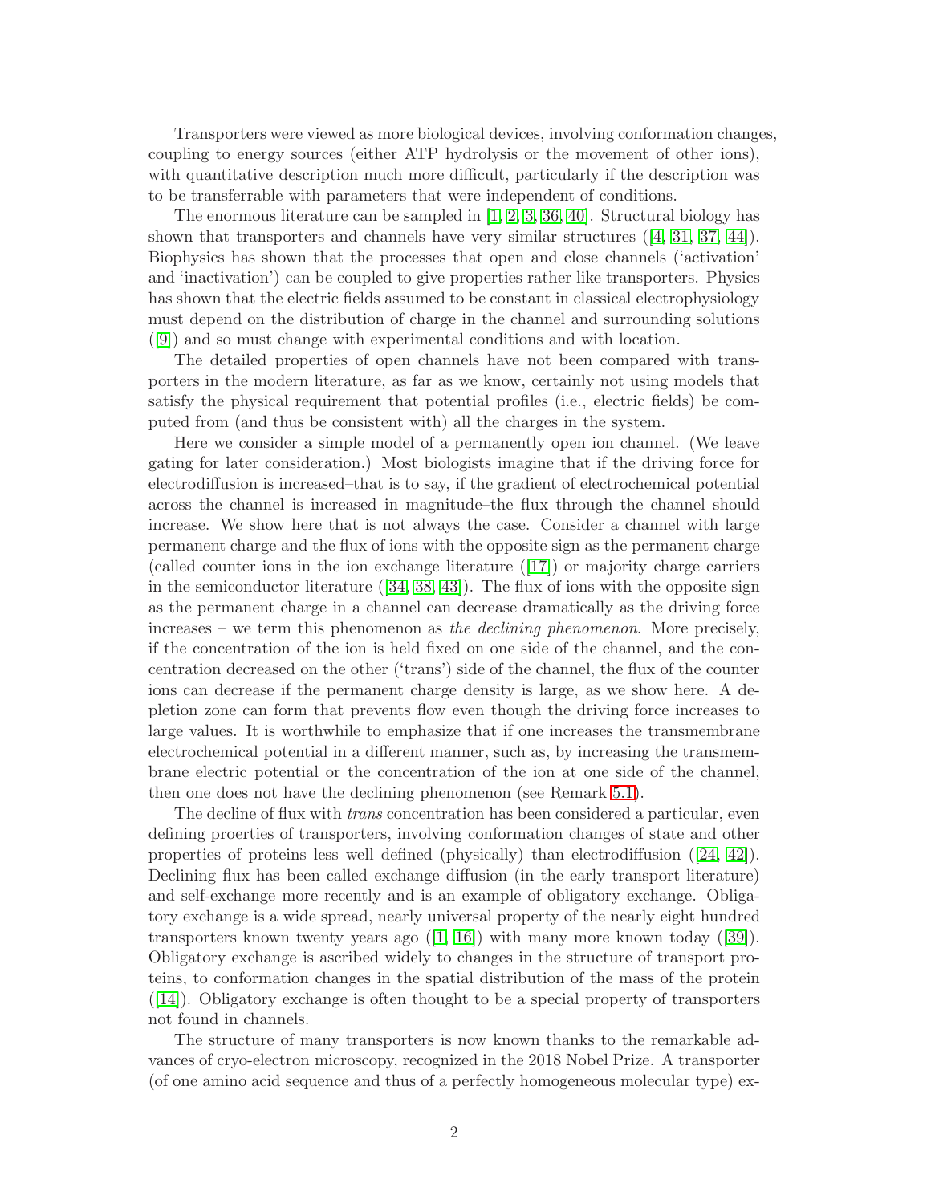Transporters were viewed as more biological devices, involving conformation changes, coupling to energy sources (either ATP hydrolysis or the movement of other ions), with quantitative description much more difficult, particularly if the description was to be transferrable with parameters that were independent of conditions.

The enormous literature can be sampled in [1, 2, 3, 36, 40]. Structural biology has shown that transporters and channels have very similar structures ([4, 31, 37, 44]). Biophysics has shown that the processes that open and close channels ('activation' and 'inactivation') can be coupled to give properties rather like transporters. Physics has shown that the electric fields assumed to be constant in classical electrophysiology must depend on the distribution of charge in the channel and surrounding solutions ([9]) and so must change with experimental conditions and with location.

The detailed properties of open channels have not been compared with transporters in the modern literature, as far as we know, certainly not using models that satisfy the physical requirement that potential profiles (i.e., electric fields) be computed from (and thus be consistent with) all the charges in the system.

Here we consider a simple model of a permanently open ion channel. (We leave gating for later consideration.) Most biologists imagine that if the driving force for electrodiffusion is increased–that is to say, if the gradient of electrochemical potential across the channel is increased in magnitude–the flux through the channel should increase. We show here that is not always the case. Consider a channel with large permanent charge and the flux of ions with the opposite sign as the permanent charge (called counter ions in the ion exchange literature ([17]) or majority charge carriers in the semiconductor literature ([34, 38, 43]). The flux of ions with the opposite sign as the permanent charge in a channel can decrease dramatically as the driving force increases – we term this phenomenon as *the declining phenomenon*. More precisely, if the concentration of the ion is held fixed on one side of the channel, and the concentration decreased on the other ('trans') side of the channel, the flux of the counter ions can decrease if the permanent charge density is large, as we show here. A depletion zone can form that prevents flow even though the driving force increases to large values. It is worthwhile to emphasize that if one increases the transmembrane electrochemical potential in a different manner, such as, by increasing the transmembrane electric potential or the concentration of the ion at one side of the channel, then one does not have the declining phenomenon (see Remark 5.1).

The decline of flux with *trans* concentration has been considered a particular, even defining proerties of transporters, involving conformation changes of state and other properties of proteins less well defined (physically) than electrodiffusion ([24, 42]). Declining flux has been called exchange diffusion (in the early transport literature) and self-exchange more recently and is an example of obligatory exchange. Obligatory exchange is a wide spread, nearly universal property of the nearly eight hundred transporters known twenty years ago ([1, 16]) with many more known today ([39]). Obligatory exchange is ascribed widely to changes in the structure of transport proteins, to conformation changes in the spatial distribution of the mass of the protein ([14]). Obligatory exchange is often thought to be a special property of transporters not found in channels.

The structure of many transporters is now known thanks to the remarkable advances of cryo-electron microscopy, recognized in the 2018 Nobel Prize. A transporter (of one amino acid sequence and thus of a perfectly homogeneous molecular type) ex-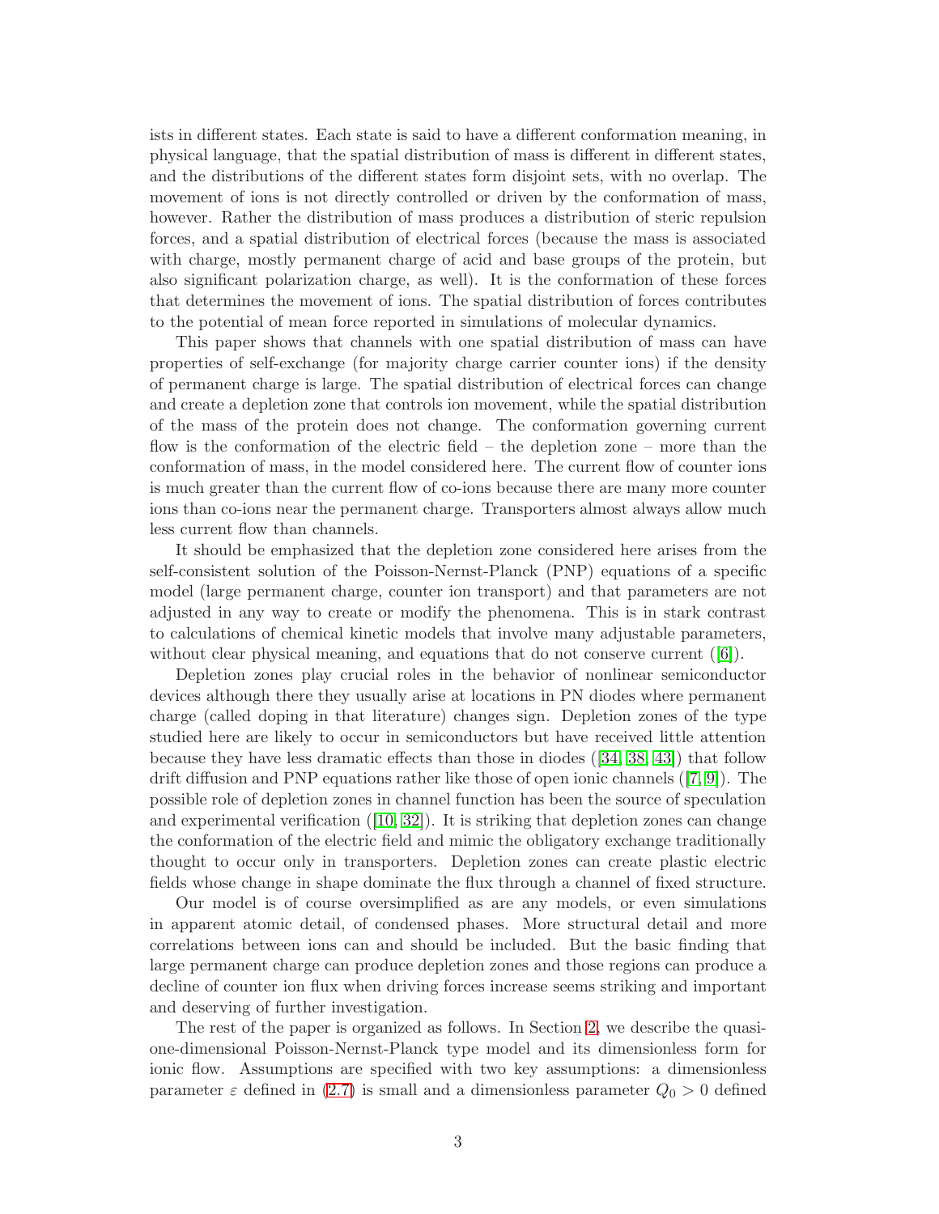ists in different states. Each state is said to have a different conformation meaning, in physical language, that the spatial distribution of mass is different in different states, and the distributions of the different states form disjoint sets, with no overlap. The movement of ions is not directly controlled or driven by the conformation of mass, however. Rather the distribution of mass produces a distribution of steric repulsion forces, and a spatial distribution of electrical forces (because the mass is associated with charge, mostly permanent charge of acid and base groups of the protein, but also significant polarization charge, as well). It is the conformation of these forces that determines the movement of ions. The spatial distribution of forces contributes to the potential of mean force reported in simulations of molecular dynamics.

This paper shows that channels with one spatial distribution of mass can have properties of self-exchange (for majority charge carrier counter ions) if the density of permanent charge is large. The spatial distribution of electrical forces can change and create a depletion zone that controls ion movement, while the spatial distribution of the mass of the protein does not change. The conformation governing current flow is the conformation of the electric field – the depletion zone – more than the conformation of mass, in the model considered here. The current flow of counter ions is much greater than the current flow of co-ions because there are many more counter ions than co-ions near the permanent charge. Transporters almost always allow much less current flow than channels.

It should be emphasized that the depletion zone considered here arises from the self-consistent solution of the Poisson-Nernst-Planck (PNP) equations of a specific model (large permanent charge, counter ion transport) and that parameters are not adjusted in any way to create or modify the phenomena. This is in stark contrast to calculations of chemical kinetic models that involve many adjustable parameters, without clear physical meaning, and equations that do not conserve current ([6]).

Depletion zones play crucial roles in the behavior of nonlinear semiconductor devices although there they usually arise at locations in PN diodes where permanent charge (called doping in that literature) changes sign. Depletion zones of the type studied here are likely to occur in semiconductors but have received little attention because they have less dramatic effects than those in diodes ([34, 38, 43]) that follow drift diffusion and PNP equations rather like those of open ionic channels ([7, 9]). The possible role of depletion zones in channel function has been the source of speculation and experimental verification ([10, 32]). It is striking that depletion zones can change the conformation of the electric field and mimic the obligatory exchange traditionally thought to occur only in transporters. Depletion zones can create plastic electric fields whose change in shape dominate the flux through a channel of fixed structure.

Our model is of course oversimplified as are any models, or even simulations in apparent atomic detail, of condensed phases. More structural detail and more correlations between ions can and should be included. But the basic finding that large permanent charge can produce depletion zones and those regions can produce a decline of counter ion flux when driving forces increase seems striking and important and deserving of further investigation.

The rest of the paper is organized as follows. In Section 2, we describe the quasi-one-dimensional Poisson-Nernst-Planck type model and its dimensionless form for ionic flow. Assumptions are specified with two key assumptions: a dimensionless parameter $\varepsilon$ defined in (2.7) is small and a dimensionless parameter $Q_0 > 0$ defined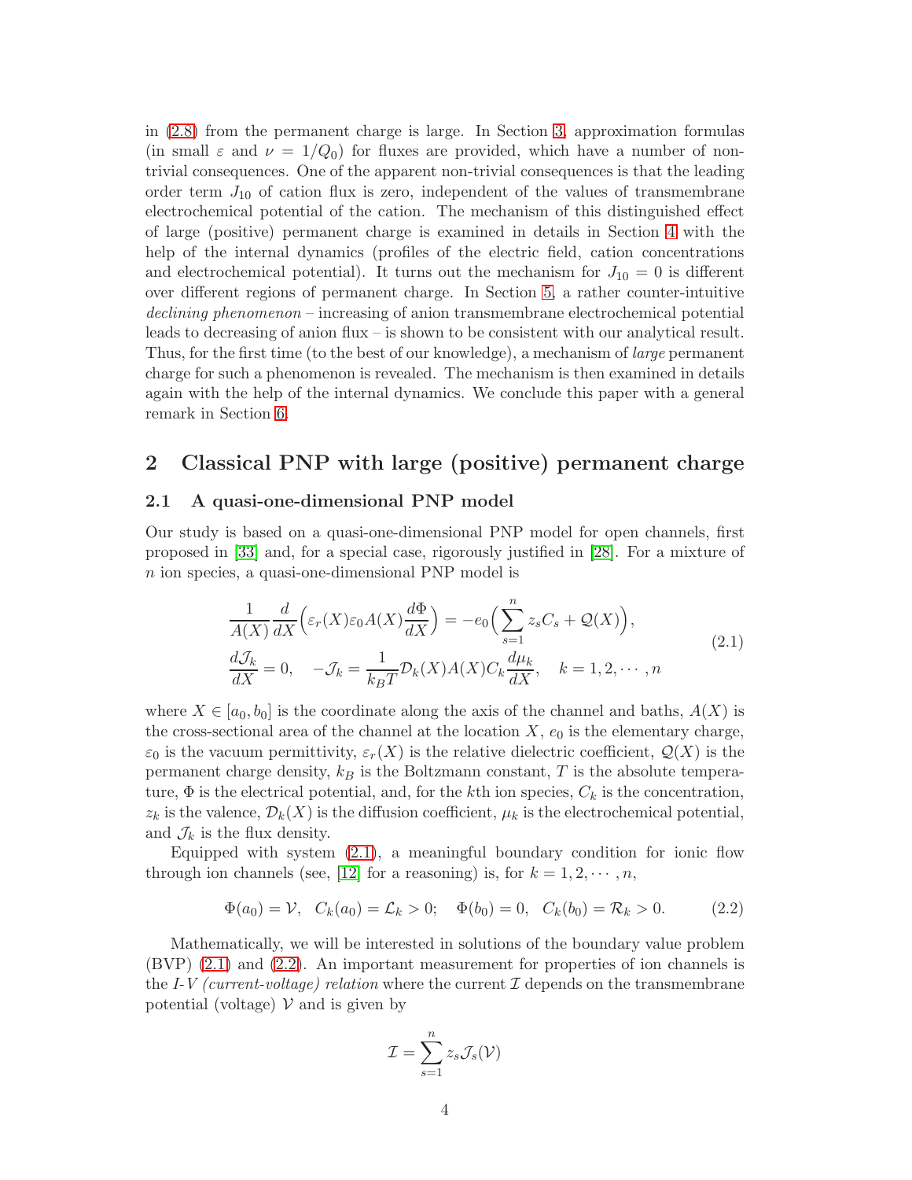in (2.8) from the permanent charge is large. In Section 3, approximation formulas (in small $\varepsilon$ and $\nu = 1/Q_0$) for fluxes are provided, which have a number of non-trivial consequences. One of the apparent non-trivial consequences is that the leading order term $J_{10}$ of cation flux is zero, independent of the values of transmembrane electrochemical potential of the cation. The mechanism of this distinguished effect of large (positive) permanent charge is examined in details in Section 4 with the help of the internal dynamics (profiles of the electric field, cation concentrations and electrochemical potential). It turns out the mechanism for $J_{10} = 0$ is different over different regions of permanent charge. In Section 5, a rather counter-intuitive *declining phenomenon* – increasing of anion transmembrane electrochemical potential leads to decreasing of anion flux – is shown to be consistent with our analytical result. Thus, for the first time (to the best of our knowledge), a mechanism of *large* permanent charge for such a phenomenon is revealed. The mechanism is then examined in details again with the help of the internal dynamics. We conclude this paper with a general remark in Section 6.

## 2 Classical PNP with large (positive) permanent charge

### 2.1 A quasi-one-dimensional PNP model

Our study is based on a quasi-one-dimensional PNP model for open channels, first proposed in [33] and, for a special case, rigorously justified in [28]. For a mixture of $n$ ion species, a quasi-one-dimensional PNP model is

$$
\begin{aligned}
&\frac{1}{A(X)}\frac{d}{dX}\Big(\varepsilon_r(X)\varepsilon_0 A(X)\frac{d\Phi}{dX}\Big) = -e_0\Big(\sum_{s=1}^{n} z_s C_s + \mathcal{Q}(X)\Big),\\
&\frac{d\mathcal{J}_k}{dX} = 0, \quad -\mathcal{J}_k = \frac{1}{k_B T}\mathcal{D}_k(X)A(X)C_k\frac{d\mu_k}{dX}, \quad k = 1, 2, \cdots, n
\end{aligned}
\tag{2.1}
$$

where $X \in [a_0, b_0]$ is the coordinate along the axis of the channel and baths, $A(X)$ is the cross-sectional area of the channel at the location $X$, $e_0$ is the elementary charge, $\varepsilon_0$ is the vacuum permittivity, $\varepsilon_r(X)$ is the relative dielectric coefficient, $\mathcal{Q}(X)$ is the permanent charge density, $k_B$ is the Boltzmann constant, $T$ is the absolute temperature, $\Phi$ is the electrical potential, and, for the $k$th ion species, $C_k$ is the concentration, $z_k$ is the valence, $\mathcal{D}_k(X)$ is the diffusion coefficient, $\mu_k$ is the electrochemical potential, and $\mathcal{J}_k$ is the flux density.

Equipped with system (2.1), a meaningful boundary condition for ionic flow through ion channels (see, [12] for a reasoning) is, for $k = 1, 2, \cdots, n$,

$$
\Phi(a_0) = \mathcal{V}, \quad C_k(a_0) = \mathcal{L}_k > 0; \quad \Phi(b_0) = 0, \quad C_k(b_0) = \mathcal{R}_k > 0. \tag{2.2}
$$

Mathematically, we will be interested in solutions of the boundary value problem (BVP) (2.1) and (2.2). An important measurement for properties of ion channels is the *I-V (current-voltage) relation* where the current $\mathcal{I}$ depends on the transmembrane potential (voltage) $\mathcal{V}$ and is given by

$$
\mathcal{I} = \sum_{s=1}^{n} z_s \mathcal{J}_s(\mathcal{V})
$$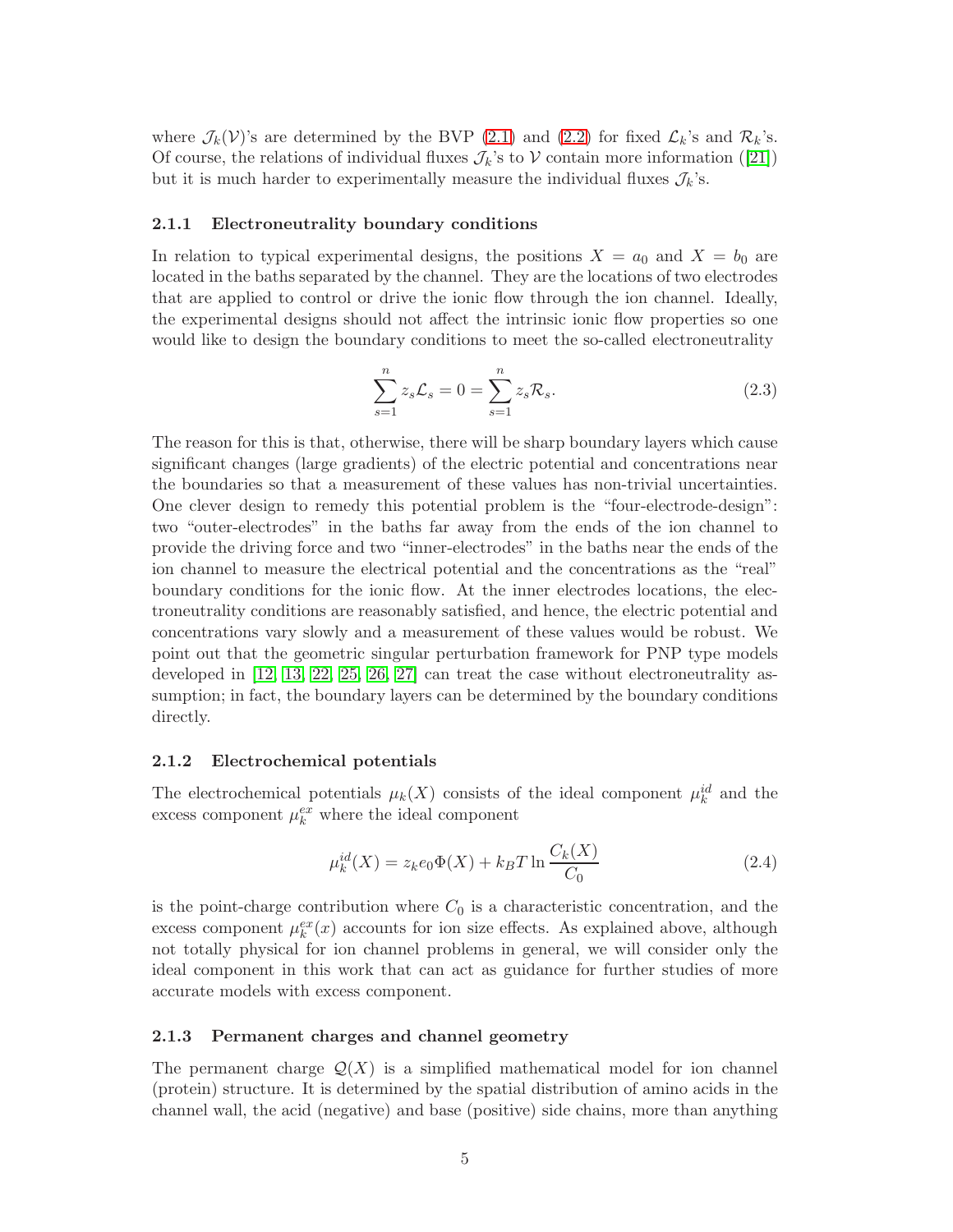where $\mathcal{J}_k(\mathcal{V})$'s are determined by the BVP (2.1) and (2.2) for fixed $\mathcal{L}_k$'s and $\mathcal{R}_k$'s. Of course, the relations of individual fluxes $\mathcal{J}_k$'s to $\mathcal{V}$ contain more information ([21]) but it is much harder to experimentally measure the individual fluxes $\mathcal{J}_k$'s.

### 2.1.1 Electroneutrality boundary conditions

In relation to typical experimental designs, the positions $X = a_0$ and $X = b_0$ are located in the baths separated by the channel. They are the locations of two electrodes that are applied to control or drive the ionic flow through the ion channel. Ideally, the experimental designs should not affect the intrinsic ionic flow properties so one would like to design the boundary conditions to meet the so-called electroneutrality

$$\sum_{s=1}^{n} z_s \mathcal{L}_s = 0 = \sum_{s=1}^{n} z_s \mathcal{R}_s. \tag{2.3}$$

The reason for this is that, otherwise, there will be sharp boundary layers which cause significant changes (large gradients) of the electric potential and concentrations near the boundaries so that a measurement of these values has non-trivial uncertainties. One clever design to remedy this potential problem is the "four-electrode-design": two "outer-electrodes" in the baths far away from the ends of the ion channel to provide the driving force and two "inner-electrodes" in the baths near the ends of the ion channel to measure the electrical potential and the concentrations as the "real" boundary conditions for the ionic flow. At the inner electrodes locations, the electroneutrality conditions are reasonably satisfied, and hence, the electric potential and concentrations vary slowly and a measurement of these values would be robust. We point out that the geometric singular perturbation framework for PNP type models developed in [12, 13, 22, 25, 26, 27] can treat the case without electroneutrality assumption; in fact, the boundary layers can be determined by the boundary conditions directly.

### 2.1.2 Electrochemical potentials

The electrochemical potentials $\mu_k(X)$ consists of the ideal component $\mu_k^{id}$ and the excess component $\mu_k^{ex}$ where the ideal component

$$\mu_k^{id}(X) = z_k e_0 \Phi(X) + k_B T \ln \frac{C_k(X)}{C_0} \tag{2.4}$$

is the point-charge contribution where $C_0$ is a characteristic concentration, and the excess component $\mu_k^{ex}(x)$ accounts for ion size effects. As explained above, although not totally physical for ion channel problems in general, we will consider only the ideal component in this work that can act as guidance for further studies of more accurate models with excess component.

### 2.1.3 Permanent charges and channel geometry

The permanent charge $\mathcal{Q}(X)$ is a simplified mathematical model for ion channel (protein) structure. It is determined by the spatial distribution of amino acids in the channel wall, the acid (negative) and base (positive) side chains, more than anything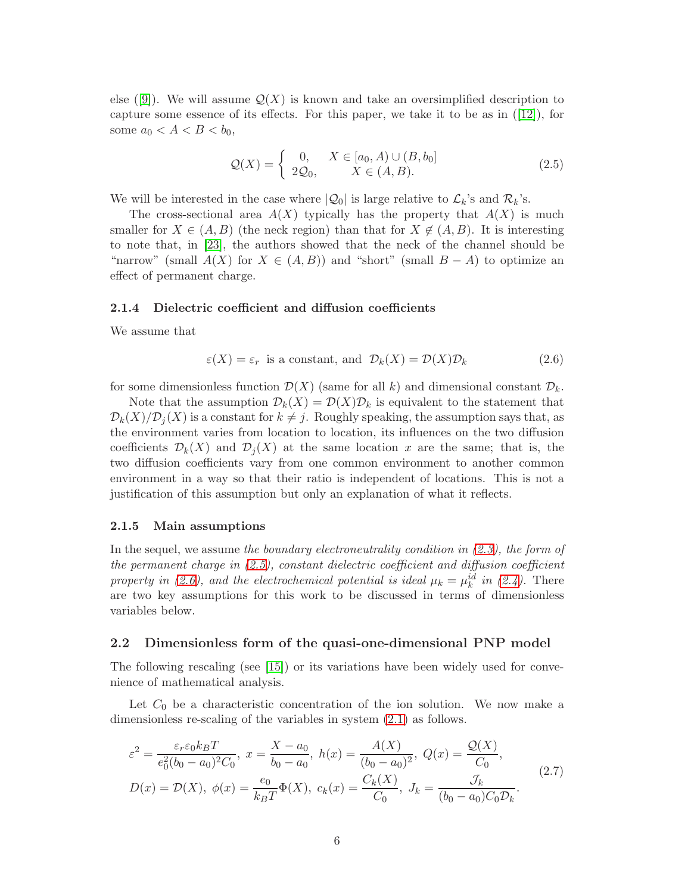else ([9]). We will assume $\mathcal{Q}(X)$ is known and take an oversimplified description to capture some essence of its effects. For this paper, we take it to be as in ([12]), for some $a_0 < A < B < b_0$,

$$\mathcal{Q}(X) = \begin{cases} 0, & X \in [a_0, A) \cup (B, b_0] \\ 2\mathcal{Q}_0, & X \in (A, B). \end{cases} \tag{2.5}$$

We will be interested in the case where $|\mathcal{Q}_0|$ is large relative to $\mathcal{L}_k$'s and $\mathcal{R}_k$'s.

The cross-sectional area $A(X)$ typically has the property that $A(X)$ is much smaller for $X \in (A, B)$ (the neck region) than that for $X \notin (A, B)$. It is interesting to note that, in [23], the authors showed that the neck of the channel should be "narrow" (small $A(X)$ for $X \in (A, B)$) and "short" (small $B - A$) to optimize an effect of permanent charge.

#### 2.1.4 Dielectric coefficient and diffusion coefficients

We assume that

$$\varepsilon(X) = \varepsilon_r \text{ is a constant, and } \mathcal{D}_k(X) = \mathcal{D}(X)\mathcal{D}_k \tag{2.6}$$

for some dimensionless function $\mathcal{D}(X)$ (same for all $k$) and dimensional constant $\mathcal{D}_k$.

Note that the assumption $\mathcal{D}_k(X) = \mathcal{D}(X)\mathcal{D}_k$ is equivalent to the statement that $\mathcal{D}_k(X)/\mathcal{D}_j(X)$ is a constant for $k \neq j$. Roughly speaking, the assumption says that, as the environment varies from location to location, its influences on the two diffusion coefficients $\mathcal{D}_k(X)$ and $\mathcal{D}_j(X)$ at the same location $x$ are the same; that is, the two diffusion coefficients vary from one common environment to another common environment in a way so that their ratio is independent of locations. This is not a justification of this assumption but only an explanation of what it reflects.

#### 2.1.5 Main assumptions

In the sequel, we assume *the boundary electroneutrality condition in (2.3), the form of the permanent charge in (2.5), constant dielectric coefficient and diffusion coefficient property in (2.6), and the electrochemical potential is ideal $\mu_k = \mu_k^{id}$ in (2.4).* There are two key assumptions for this work to be discussed in terms of dimensionless variables below.

### 2.2 Dimensionless form of the quasi-one-dimensional PNP model

The following rescaling (see [15]) or its variations have been widely used for convenience of mathematical analysis.

Let $C_0$ be a characteristic concentration of the ion solution. We now make a dimensionless re-scaling of the variables in system (2.1) as follows.

$$\begin{gathered} \varepsilon^2 = \frac{\varepsilon_r \varepsilon_0 k_B T}{e_0^2 (b_0 - a_0)^2 C_0}, \; x = \frac{X - a_0}{b_0 - a_0}, \; h(x) = \frac{A(X)}{(b_0 - a_0)^2}, \; Q(x) = \frac{\mathcal{Q}(X)}{C_0}, \\ D(x) = \mathcal{D}(X), \; \phi(x) = \frac{e_0}{k_B T}\Phi(X), \; c_k(x) = \frac{C_k(X)}{C_0}, \; J_k = \frac{\mathcal{J}_k}{(b_0 - a_0) C_0 \mathcal{D}_k}. \end{gathered} \tag{2.7}$$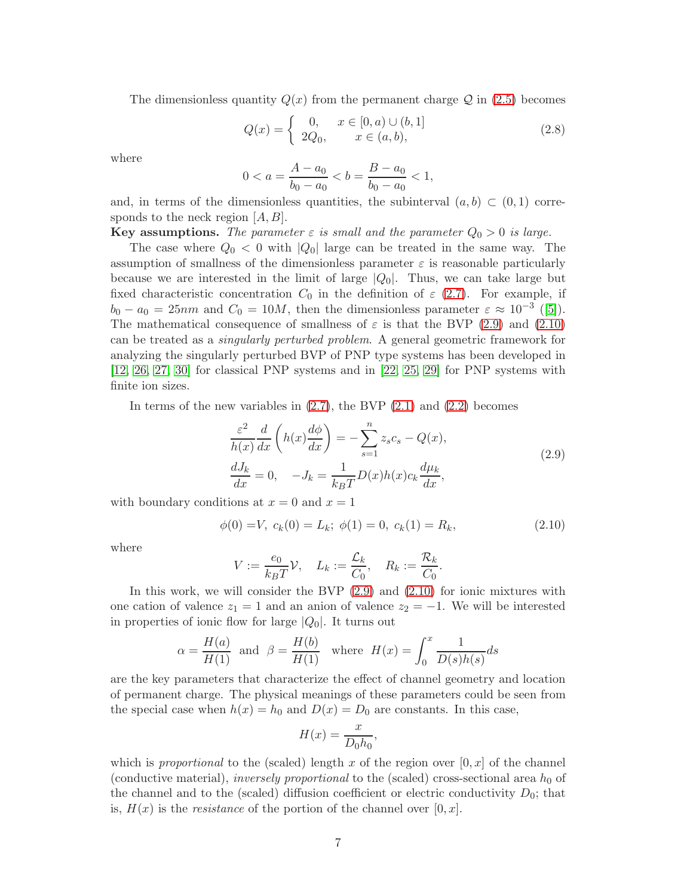The dimensionless quantity $Q(x)$ from the permanent charge $\mathcal{Q}$ in (2.5) becomes

$$Q(x) = \begin{cases} 0, & x \in [0,a) \cup (b,1] \\ 2Q_0, & x \in (a,b), \end{cases} \tag{2.8}$$

where

$$0 < a = \frac{A - a_0}{b_0 - a_0} < b = \frac{B - a_0}{b_0 - a_0} < 1,$$

and, in terms of the dimensionless quantities, the subinterval $(a,b) \subset (0,1)$ corresponds to the neck region $[A, B]$.

**Key assumptions.** *The parameter $\varepsilon$ is small and the parameter $Q_0 > 0$ is large.*

The case where $Q_0 < 0$ with $|Q_0|$ large can be treated in the same way. The assumption of smallness of the dimensionless parameter $\varepsilon$ is reasonable particularly because we are interested in the limit of large $|Q_0|$. Thus, we can take large but fixed characteristic concentration $C_0$ in the definition of $\varepsilon$ (2.7). For example, if $b_0 - a_0 = 25nm$ and $C_0 = 10M$, then the dimensionless parameter $\varepsilon \approx 10^{-3}$ ([5]). The mathematical consequence of smallness of $\varepsilon$ is that the BVP (2.9) and (2.10) can be treated as a *singularly perturbed problem*. A general geometric framework for analyzing the singularly perturbed BVP of PNP type systems has been developed in [12, 26, 27, 30] for classical PNP systems and in [22, 25, 29] for PNP systems with finite ion sizes.

In terms of the new variables in (2.7), the BVP (2.1) and (2.2) becomes

$$\begin{aligned} &\frac{\varepsilon^2}{h(x)} \frac{d}{dx}\left(h(x)\frac{d\phi}{dx}\right) = -\sum_{s=1}^{n} z_s c_s - Q(x), \\ &\frac{dJ_k}{dx} = 0, \quad -J_k = \frac{1}{k_B T} D(x) h(x) c_k \frac{d\mu_k}{dx}, \end{aligned} \tag{2.9}$$

with boundary conditions at $x = 0$ and $x = 1$

$$\phi(0) = V,\ c_k(0) = L_k;\ \phi(1) = 0,\ c_k(1) = R_k, \tag{2.10}$$

where

$$V := \frac{e_0}{k_B T}\mathcal{V}, \quad L_k := \frac{\mathcal{L}_k}{C_0}, \quad R_k := \frac{\mathcal{R}_k}{C_0}.$$

In this work, we will consider the BVP (2.9) and (2.10) for ionic mixtures with one cation of valence $z_1 = 1$ and an anion of valence $z_2 = -1$. We will be interested in properties of ionic flow for large $|Q_0|$. It turns out

$$\alpha = \frac{H(a)}{H(1)} \ \text{ and } \ \beta = \frac{H(b)}{H(1)} \ \text{ where } \ H(x) = \int_0^x \frac{1}{D(s)h(s)} ds$$

are the key parameters that characterize the effect of channel geometry and location of permanent charge. The physical meanings of these parameters could be seen from the special case when $h(x) = h_0$ and $D(x) = D_0$ are constants. In this case,

$$H(x) = \frac{x}{D_0 h_0},$$

which is *proportional* to the (scaled) length $x$ of the region over $[0, x]$ of the channel (conductive material), *inversely proportional* to the (scaled) cross-sectional area $h_0$ of the channel and to the (scaled) diffusion coefficient or electric conductivity $D_0$; that is, $H(x)$ is the *resistance* of the portion of the channel over $[0, x]$.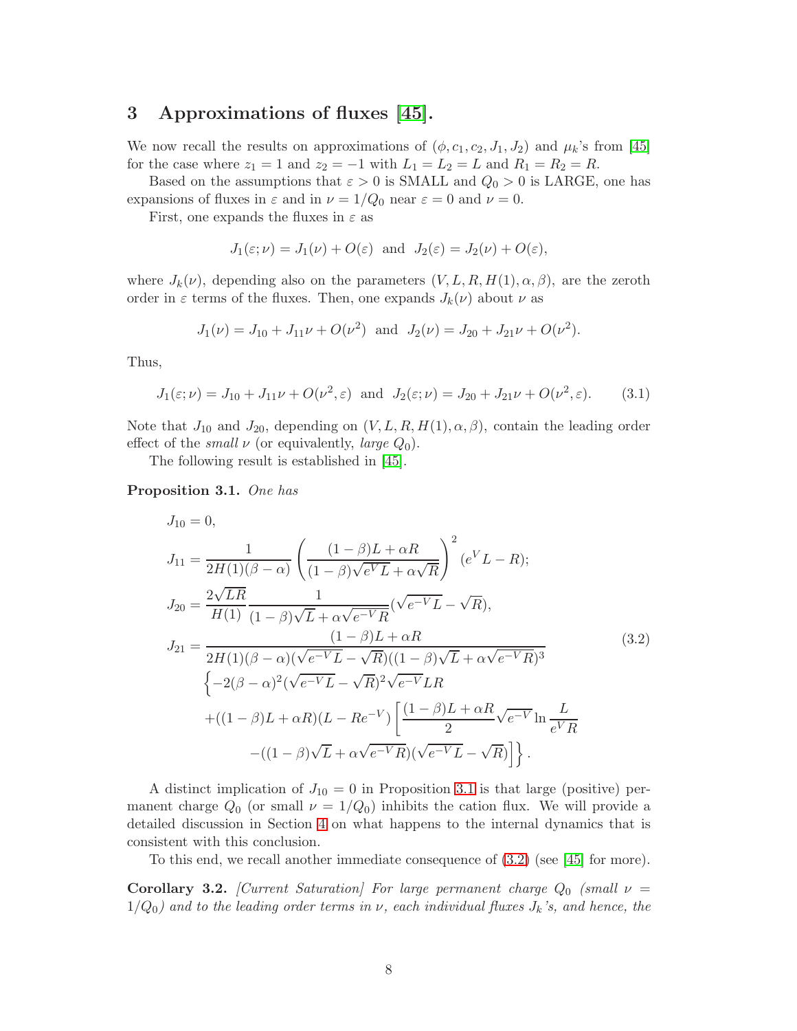## 3 Approximations of fluxes [45].

We now recall the results on approximations of $(\phi, c_1, c_2, J_1, J_2)$ and $\mu_k$'s from [45] for the case where $z_1 = 1$ and $z_2 = -1$ with $L_1 = L_2 = L$ and $R_1 = R_2 = R$.

Based on the assumptions that $\varepsilon > 0$ is SMALL and $Q_0 > 0$ is LARGE, one has expansions of fluxes in $\varepsilon$ and in $\nu = 1/Q_0$ near $\varepsilon = 0$ and $\nu = 0$.

First, one expands the fluxes in $\varepsilon$ as

$$J_1(\varepsilon;\nu) = J_1(\nu) + O(\varepsilon) \text{ and } J_2(\varepsilon) = J_2(\nu) + O(\varepsilon),$$

where $J_k(\nu)$, depending also on the parameters $(V, L, R, H(1), \alpha, \beta)$, are the zeroth order in $\varepsilon$ terms of the fluxes. Then, one expands $J_k(\nu)$ about $\nu$ as

$$J_1(\nu) = J_{10} + J_{11}\nu + O(\nu^2) \text{ and } J_2(\nu) = J_{20} + J_{21}\nu + O(\nu^2).$$

Thus,

$$J_1(\varepsilon;\nu) = J_{10} + J_{11}\nu + O(\nu^2, \varepsilon) \text{ and } J_2(\varepsilon;\nu) = J_{20} + J_{21}\nu + O(\nu^2, \varepsilon). \tag{3.1}$$

Note that $J_{10}$ and $J_{20}$, depending on $(V, L, R, H(1), \alpha, \beta)$, contain the leading order effect of the *small* $\nu$ (or equivalently, *large* $Q_0$).

The following result is established in [45].

**Proposition 3.1.** *One has*

$$\begin{aligned}
J_{10} &= 0,\\
J_{11} &= \frac{1}{2H(1)(\beta-\alpha)}\left(\frac{(1-\beta)L+\alpha R}{(1-\beta)\sqrt{e^V L}+\alpha\sqrt{R}}\right)^2 (e^V L - R);\\
J_{20} &= \frac{2\sqrt{LR}}{H(1)}\frac{1}{(1-\beta)\sqrt{L}+\alpha\sqrt{e^{-V}R}}(\sqrt{e^{-V}L}-\sqrt{R}),\\
J_{21} &= \frac{(1-\beta)L+\alpha R}{2H(1)(\beta-\alpha)(\sqrt{e^{-V}L}-\sqrt{R})((1-\beta)\sqrt{L}+\alpha\sqrt{e^{-V}R})^3}\\
&\quad \Big\{-2(\beta-\alpha)^2(\sqrt{e^{-V}L}-\sqrt{R})^2\sqrt{e^{-V}}LR\\
&\quad +((1-\beta)L+\alpha R)(L-Re^{-V})\Big[\frac{(1-\beta)L+\alpha R}{2}\sqrt{e^{-V}}\ln\frac{L}{e^V R}\\
&\qquad -((1-\beta)\sqrt{L}+\alpha\sqrt{e^{-V}R})(\sqrt{e^{-V}L}-\sqrt{R})\Big]\Big\}.
\end{aligned} \tag{3.2}$$

A distinct implication of $J_{10} = 0$ in Proposition 3.1 is that large (positive) permanent charge $Q_0$ (or small $\nu = 1/Q_0$) inhibits the cation flux. We will provide a detailed discussion in Section 4 on what happens to the internal dynamics that is consistent with this conclusion.

To this end, we recall another immediate consequence of (3.2) (see [45] for more).

**Corollary 3.2.** *[Current Saturation] For large permanent charge $Q_0$ (small $\nu = 1/Q_0$) and to the leading order terms in $\nu$, each individual fluxes $J_k$'s, and hence, the*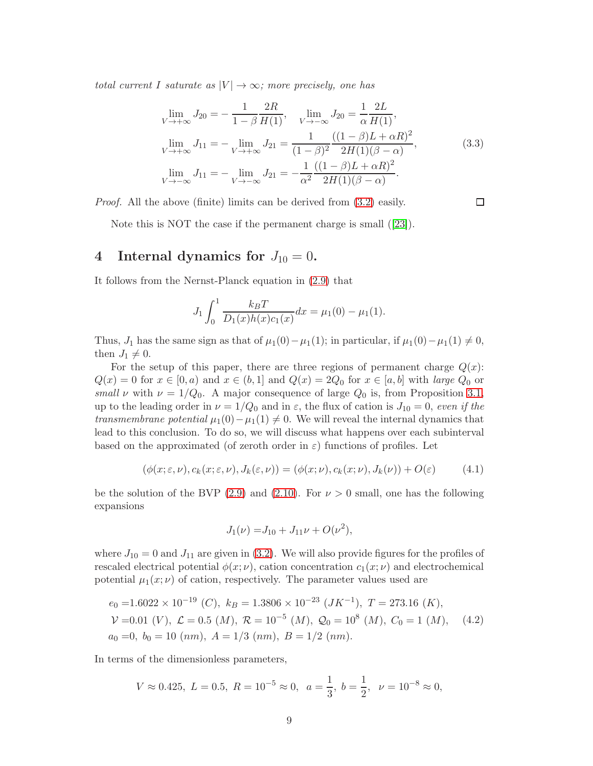*total current I saturate as $|V| \to \infty$; more precisely, one has*

$$
\begin{aligned}
&\lim_{V\to+\infty} J_{20} = -\frac{1}{1-\beta}\frac{2R}{H(1)}, \quad \lim_{V\to-\infty} J_{20} = \frac{1}{\alpha}\frac{2L}{H(1)},\\
&\lim_{V\to+\infty} J_{11} = -\lim_{V\to+\infty} J_{21} = \frac{1}{(1-\beta)^2}\frac{((1-\beta)L+\alpha R)^2}{2H(1)(\beta-\alpha)},\\
&\lim_{V\to-\infty} J_{11} = -\lim_{V\to-\infty} J_{21} = -\frac{1}{\alpha^2}\frac{((1-\beta)L+\alpha R)^2}{2H(1)(\beta-\alpha)}.
\end{aligned}
\tag{3.3}
$$

*Proof.* All the above (finite) limits can be derived from (3.2) easily. □

Note this is NOT the case if the permanent charge is small ([23]).

# 4 Internal dynamics for $J_{10} = 0$.

It follows from the Nernst-Planck equation in (2.9) that

$$
J_1 \int_0^1 \frac{k_B T}{D_1(x)h(x)c_1(x)}dx = \mu_1(0) - \mu_1(1).
$$

Thus, $J_1$ has the same sign as that of $\mu_1(0) - \mu_1(1)$; in particular, if $\mu_1(0) - \mu_1(1) \neq 0$, then $J_1 \neq 0$.

For the setup of this paper, there are three regions of permanent charge $Q(x)$: $Q(x) = 0$ for $x \in [0, a)$ and $x \in (b, 1]$ and $Q(x) = 2Q_0$ for $x \in [a, b]$ with *large* $Q_0$ or *small* $\nu$ with $\nu = 1/Q_0$. A major consequence of large $Q_0$ is, from Proposition 3.1, up to the leading order in $\nu = 1/Q_0$ and in $\varepsilon$, the flux of cation is $J_{10} = 0$, *even if the transmembrane potential* $\mu_1(0) - \mu_1(1) \neq 0$. We will reveal the internal dynamics that lead to this conclusion. To do so, we will discuss what happens over each subinterval based on the approximated (of zeroth order in $\varepsilon$) functions of profiles. Let

$$
(\phi(x;\varepsilon,\nu), c_k(x;\varepsilon,\nu), J_k(\varepsilon,\nu)) = (\phi(x;\nu), c_k(x;\nu), J_k(\nu)) + O(\varepsilon) \tag{4.1}
$$

be the solution of the BVP (2.9) and (2.10). For $\nu > 0$ small, one has the following expansions

$$
J_1(\nu) = J_{10} + J_{11}\nu + O(\nu^2),
$$

where $J_{10} = 0$ and $J_{11}$ are given in (3.2). We will also provide figures for the profiles of rescaled electrical potential $\phi(x;\nu)$, cation concentration $c_1(x;\nu)$ and electrochemical potential $\mu_1(x;\nu)$ of cation, respectively. The parameter values used are

$$
\begin{aligned}
e_0 &= 1.6022 \times 10^{-19}\ (C),\ k_B = 1.3806 \times 10^{-23}\ (JK^{-1}),\ T = 273.16\ (K),\\
\mathcal{V} &= 0.01\ (V),\ \mathcal{L} = 0.5\ (M),\ \mathcal{R} = 10^{-5}\ (M),\ \mathcal{Q}_0 = 10^8\ (M),\ C_0 = 1\ (M),\\
a_0 &= 0,\ b_0 = 10\ (nm),\ A = 1/3\ (nm),\ B = 1/2\ (nm).
\end{aligned}
\tag{4.2}
$$

In terms of the dimensionless parameters,

$$
V \approx 0.425,\ L = 0.5,\ R = 10^{-5} \approx 0,\ \ a = \frac{1}{3},\ b = \frac{1}{2},\ \ \nu = 10^{-8} \approx 0,
$$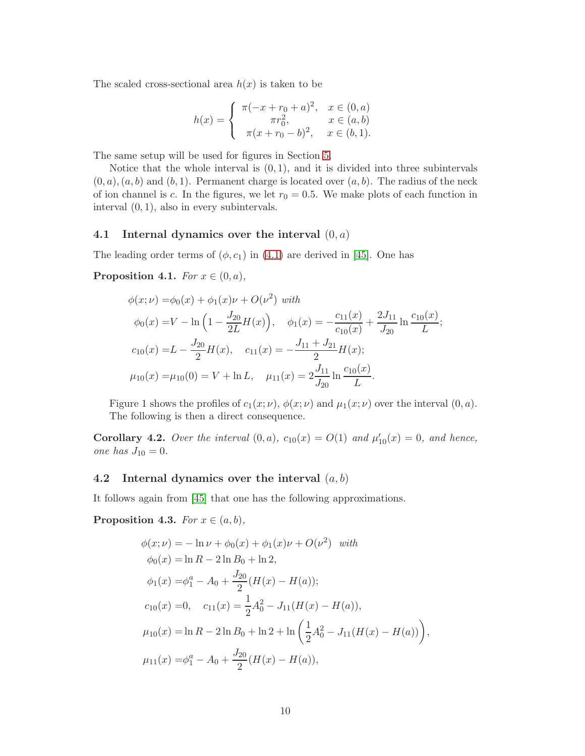The scaled cross-sectional area $h(x)$ is taken to be

$$
h(x) = \begin{cases} \pi(-x + r_0 + a)^2, & x \in (0, a) \\ \pi r_0^2, & x \in (a, b) \\ \pi(x + r_0 - b)^2, & x \in (b, 1). \end{cases}
$$

The same setup will be used for figures in Section 5.

Notice that the whole interval is $(0, 1)$, and it is divided into three subintervals $(0, a), (a, b)$ and $(b, 1)$. Permanent charge is located over $(a, b)$. The radius of the neck of ion channel is $c$. In the figures, we let $r_0 = 0.5$. We make plots of each function in interval $(0, 1)$, also in every subintervals.

### 4.1 Internal dynamics over the interval $(0, a)$

The leading order terms of $(\phi, c_1)$ in (4.1) are derived in [45]. One has

**Proposition 4.1.** *For $x \in (0, a)$,*

$$
\begin{aligned}
\phi(x; \nu) =& \phi_0(x) + \phi_1(x)\nu + O(\nu^2) \text{ with} \\
\phi_0(x) =& V - \ln\Big(1 - \frac{J_{20}}{2L} H(x)\Big), \quad \phi_1(x) = -\frac{c_{11}(x)}{c_{10}(x)} + \frac{2J_{11}}{J_{20}} \ln \frac{c_{10}(x)}{L}; \\
c_{10}(x) =& L - \frac{J_{20}}{2} H(x), \quad c_{11}(x) = -\frac{J_{11} + J_{21}}{2} H(x); \\
\mu_{10}(x) =& \mu_{10}(0) = V + \ln L, \quad \mu_{11}(x) = 2\frac{J_{11}}{J_{20}} \ln \frac{c_{10}(x)}{L}.
\end{aligned}
$$

Figure 1 shows the profiles of $c_1(x; \nu)$, $\phi(x; \nu)$ and $\mu_1(x; \nu)$ over the interval $(0, a)$. The following is then a direct consequence.

**Corollary 4.2.** *Over the interval $(0, a)$, $c_{10}(x) = O(1)$ and $\mu'_{10}(x) = 0$, and hence, one has $J_{10} = 0$.*

### 4.2 Internal dynamics over the interval $(a, b)$

It follows again from [45] that one has the following approximations.

**Proposition 4.3.** *For $x \in (a, b)$,*

$$
\begin{aligned}
\phi(x; \nu) =& -\ln \nu + \phi_0(x) + \phi_1(x)\nu + O(\nu^2) \quad \text{with} \\
\phi_0(x) =& \ln R - 2\ln B_0 + \ln 2, \\
\phi_1(x) =& \phi_1^a - A_0 + \frac{J_{20}}{2}(H(x) - H(a)); \\
c_{10}(x) =& 0, \quad c_{11}(x) = \frac{1}{2}A_0^2 - J_{11}(H(x) - H(a)), \\
\mu_{10}(x) =& \ln R - 2\ln B_0 + \ln 2 + \ln\left(\frac{1}{2}A_0^2 - J_{11}(H(x) - H(a))\right), \\
\mu_{11}(x) =& \phi_1^a - A_0 + \frac{J_{20}}{2}(H(x) - H(a)),
\end{aligned}
$$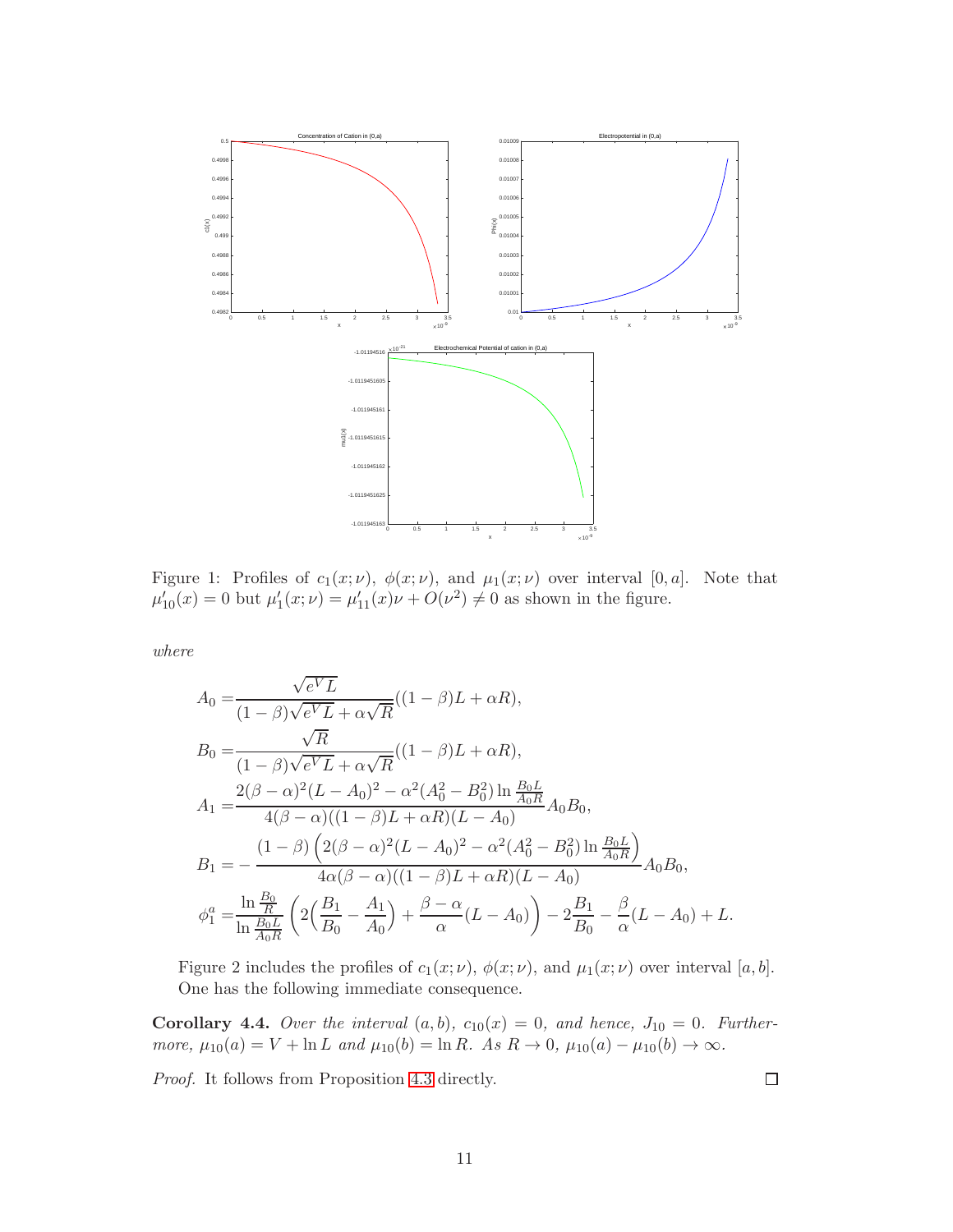Figure 1: Profiles of $c_1(x;\nu)$, $\phi(x;\nu)$, and $\mu_1(x;\nu)$ over interval $[0,a]$. Note that $\mu_{10}'(x) = 0$ but $\mu_1'(x;\nu) = \mu_{11}'(x)\nu + O(\nu^2) \neq 0$ as shown in the figure.

*where*

$$
\begin{aligned}
A_0 =& \frac{\sqrt{e^V L}}{(1-\beta)\sqrt{e^V L} + \alpha\sqrt{R}}((1-\beta)L + \alpha R),\\
B_0 =& \frac{\sqrt{R}}{(1-\beta)\sqrt{e^V L} + \alpha\sqrt{R}}((1-\beta)L + \alpha R),\\
A_1 =& \frac{2(\beta-\alpha)^2(L-A_0)^2 - \alpha^2(A_0^2 - B_0^2)\ln\frac{B_0 L}{A_0 R}}{4(\beta-\alpha)((1-\beta)L+\alpha R)(L-A_0)} A_0 B_0,\\
B_1 =& -\frac{(1-\beta)\left(2(\beta-\alpha)^2(L-A_0)^2 - \alpha^2(A_0^2 - B_0^2)\ln\frac{B_0 L}{A_0 R}\right)}{4\alpha(\beta-\alpha)((1-\beta)L+\alpha R)(L-A_0)} A_0 B_0,\\
\phi_1^a =& \frac{\ln\frac{B_0}{R}}{\ln\frac{B_0 L}{A_0 R}}\left(2\Big(\frac{B_1}{B_0} - \frac{A_1}{A_0}\Big) + \frac{\beta-\alpha}{\alpha}(L-A_0)\right) - 2\frac{B_1}{B_0} - \frac{\beta}{\alpha}(L-A_0) + L.
\end{aligned}
$$

Figure 2 includes the profiles of $c_1(x;\nu)$, $\phi(x;\nu)$, and $\mu_1(x;\nu)$ over interval $[a,b]$. One has the following immediate consequence.

**Corollary 4.4.** *Over the interval $(a,b)$, $c_{10}(x) = 0$, and hence, $J_{10} = 0$. Furthermore, $\mu_{10}(a) = V + \ln L$ and $\mu_{10}(b) = \ln R$. As $R \to 0$, $\mu_{10}(a) - \mu_{10}(b) \to \infty$.*

*Proof.* It follows from Proposition 4.3 directly. □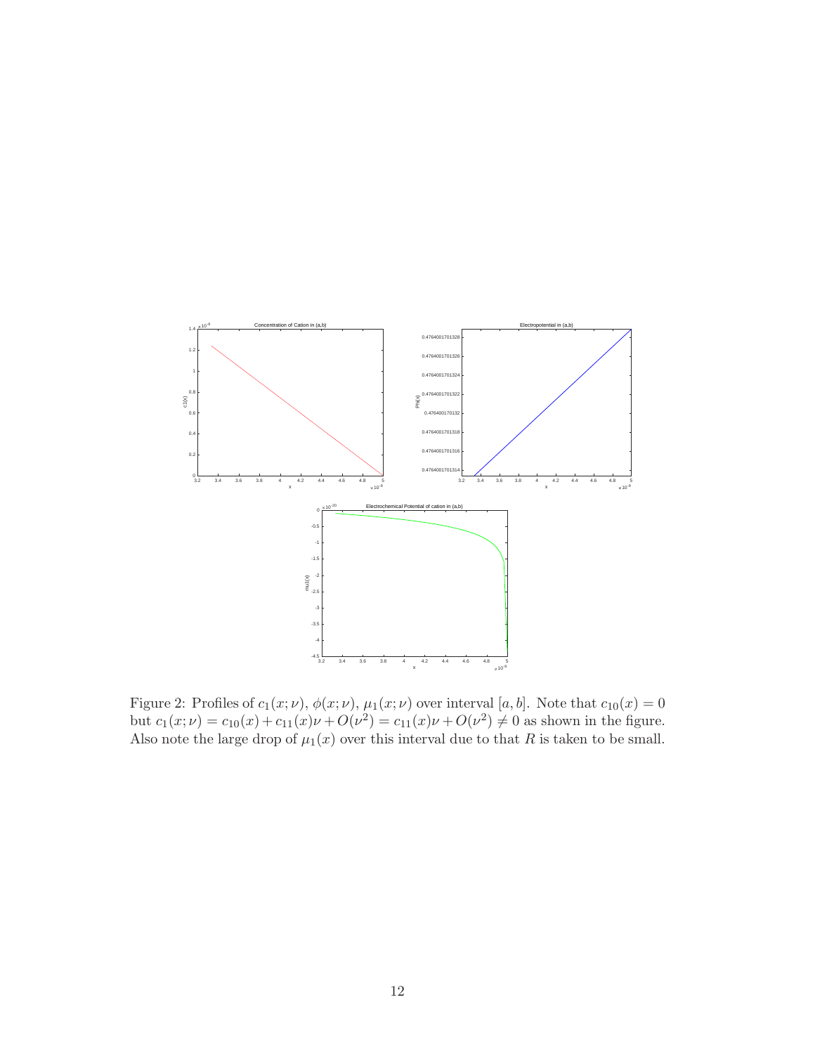Figure 2: Profiles of $c_1(x;\nu)$, $\phi(x;\nu)$, $\mu_1(x;\nu)$ over interval $[a,b]$. Note that $c_{10}(x)=0$ but $c_1(x;\nu)=c_{10}(x)+c_{11}(x)\nu+O(\nu^2)=c_{11}(x)\nu+O(\nu^2)\neq 0$ as shown in the figure. Also note the large drop of $\mu_1(x)$ over this interval due to that $R$ is taken to be small.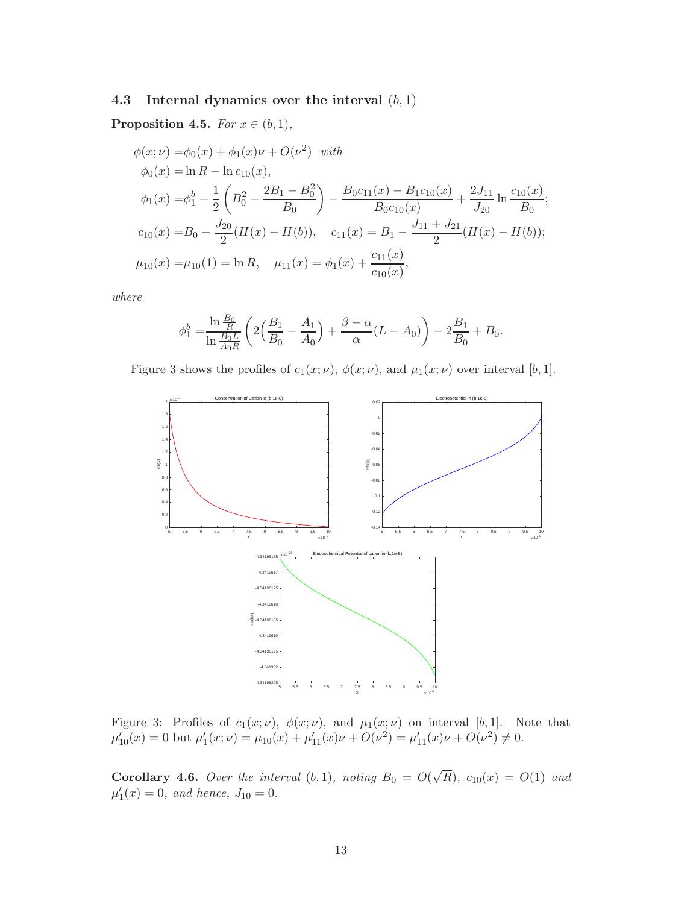### 4.3 Internal dynamics over the interval $(b, 1)$

**Proposition 4.5.** *For $x \in (b, 1)$,*

$$
\begin{aligned}
\phi(x;\nu) =& \phi_0(x) + \phi_1(x)\nu + O(\nu^2) \quad \text{with} \\
\phi_0(x) =& \ln R - \ln c_{10}(x), \\
\phi_1(x) =& \phi_1^b - \frac{1}{2}\left(B_0^2 - \frac{2B_1 - B_0^2}{B_0}\right) - \frac{B_0 c_{11}(x) - B_1 c_{10}(x)}{B_0 c_{10}(x)} + \frac{2J_{11}}{J_{20}} \ln \frac{c_{10}(x)}{B_0}; \\
c_{10}(x) =& B_0 - \frac{J_{20}}{2}(H(x) - H(b)), \quad c_{11}(x) = B_1 - \frac{J_{11} + J_{21}}{2}(H(x) - H(b)); \\
\mu_{10}(x) =& \mu_{10}(1) = \ln R, \quad \mu_{11}(x) = \phi_1(x) + \frac{c_{11}(x)}{c_{10}(x)},
\end{aligned}
$$

*where*

$$
\phi_1^b = \frac{\ln \frac{B_0}{R}}{\ln \frac{B_0 L}{A_0 R}} \left( 2\Big(\frac{B_1}{B_0} - \frac{A_1}{A_0}\Big) + \frac{\beta - \alpha}{\alpha}(L - A_0) \right) - 2\frac{B_1}{B_0} + B_0.
$$

Figure 3 shows the profiles of $c_1(x;\nu)$, $\phi(x;\nu)$, and $\mu_1(x;\nu)$ over interval $[b, 1]$.

Figure 3: Profiles of $c_1(x;\nu)$, $\phi(x;\nu)$, and $\mu_1(x;\nu)$ on interval $[b, 1]$. Note that $\mu_{10}'(x) = 0$ but $\mu_1'(x;\nu) = \mu_{10}(x) + \mu_{11}'(x)\nu + O(\nu^2) = \mu_{11}'(x)\nu + O(\nu^2) \neq 0$.

**Corollary 4.6.** *Over the interval $(b, 1)$, noting $B_0 = O(\sqrt{R})$, $c_{10}(x) = O(1)$ and $\mu_1'(x) = 0$, and hence, $J_{10} = 0$.*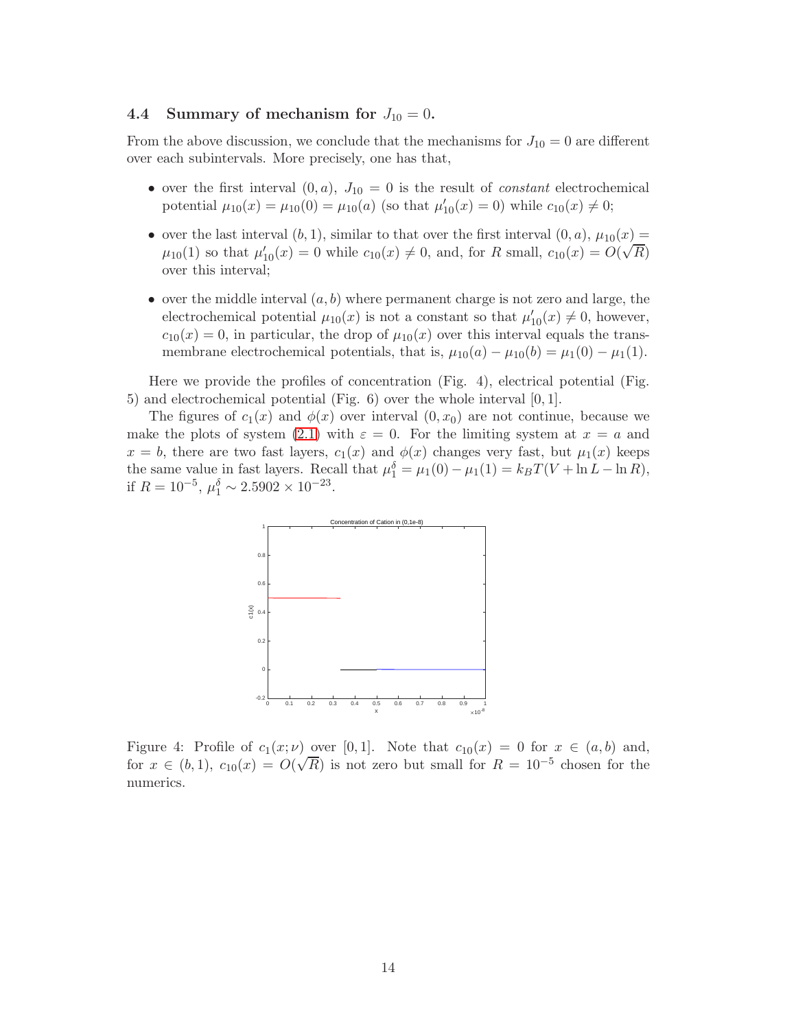### 4.4 Summary of mechanism for $J_{10} = 0$.

From the above discussion, we conclude that the mechanisms for $J_{10} = 0$ are different over each subintervals. More precisely, one has that,

- over the first interval $(0, a)$, $J_{10} = 0$ is the result of *constant* electrochemical potential $\mu_{10}(x) = \mu_{10}(0) = \mu_{10}(a)$ (so that $\mu_{10}'(x) = 0$) while $c_{10}(x) \neq 0$;
- over the last interval $(b, 1)$, similar to that over the first interval $(0, a)$, $\mu_{10}(x) = \mu_{10}(1)$ so that $\mu_{10}'(x) = 0$ while $c_{10}(x) \neq 0$, and, for $R$ small, $c_{10}(x) = O(\sqrt{R})$ over this interval;
- over the middle interval $(a, b)$ where permanent charge is not zero and large, the electrochemical potential $\mu_{10}(x)$ is not a constant so that $\mu_{10}'(x) \neq 0$, however, $c_{10}(x) = 0$, in particular, the drop of $\mu_{10}(x)$ over this interval equals the trans-membrane electrochemical potentials, that is, $\mu_{10}(a) - \mu_{10}(b) = \mu_1(0) - \mu_1(1)$.

Here we provide the profiles of concentration (Fig. 4), electrical potential (Fig. 5) and electrochemical potential (Fig. 6) over the whole interval $[0, 1]$.

The figures of $c_1(x)$ and $\phi(x)$ over interval $(0, x_0)$ are not continue, because we make the plots of system (2.1) with $\varepsilon = 0$. For the limiting system at $x = a$ and $x = b$, there are two fast layers, $c_1(x)$ and $\phi(x)$ changes very fast, but $\mu_1(x)$ keeps the same value in fast layers. Recall that $\mu_1^\delta = \mu_1(0) - \mu_1(1) = k_B T(V + \ln L - \ln R)$, if $R = 10^{-5}$, $\mu_1^\delta \sim 2.5902 \times 10^{-23}$.

Figure 4: Profile of $c_1(x; \nu)$ over $[0, 1]$. Note that $c_{10}(x) = 0$ for $x \in (a, b)$ and, for $x \in (b, 1)$, $c_{10}(x) = O(\sqrt{R})$ is not zero but small for $R = 10^{-5}$ chosen for the numerics.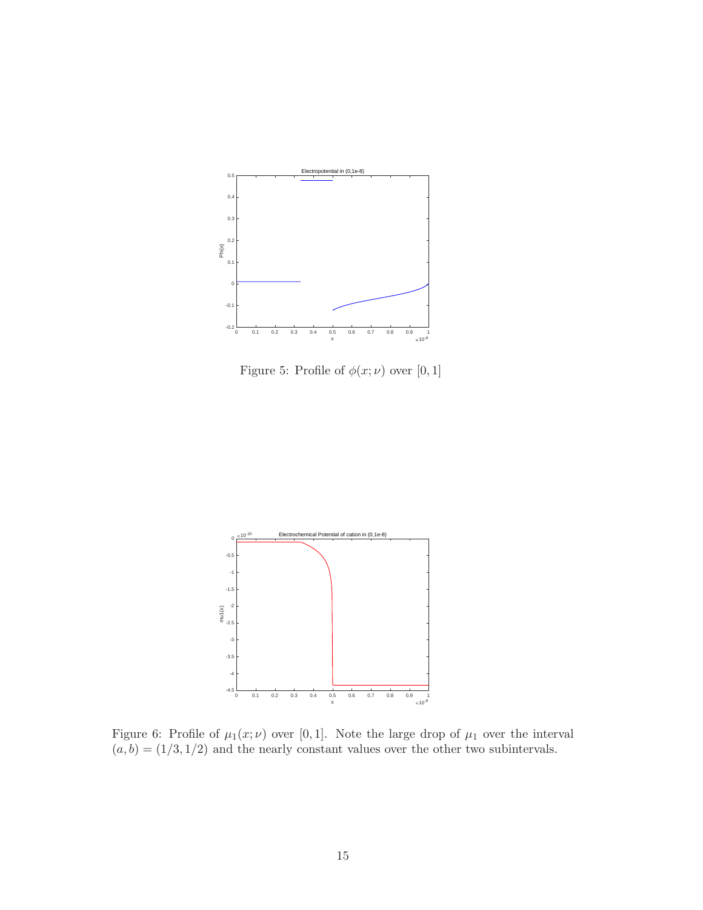Figure 5: Profile of $\phi(x;\nu)$ over $[0,1]$

Figure 6: Profile of $\mu_1(x;\nu)$ over $[0,1]$. Note the large drop of $\mu_1$ over the interval $(a,b) = (1/3, 1/2)$ and the nearly constant values over the other two subintervals.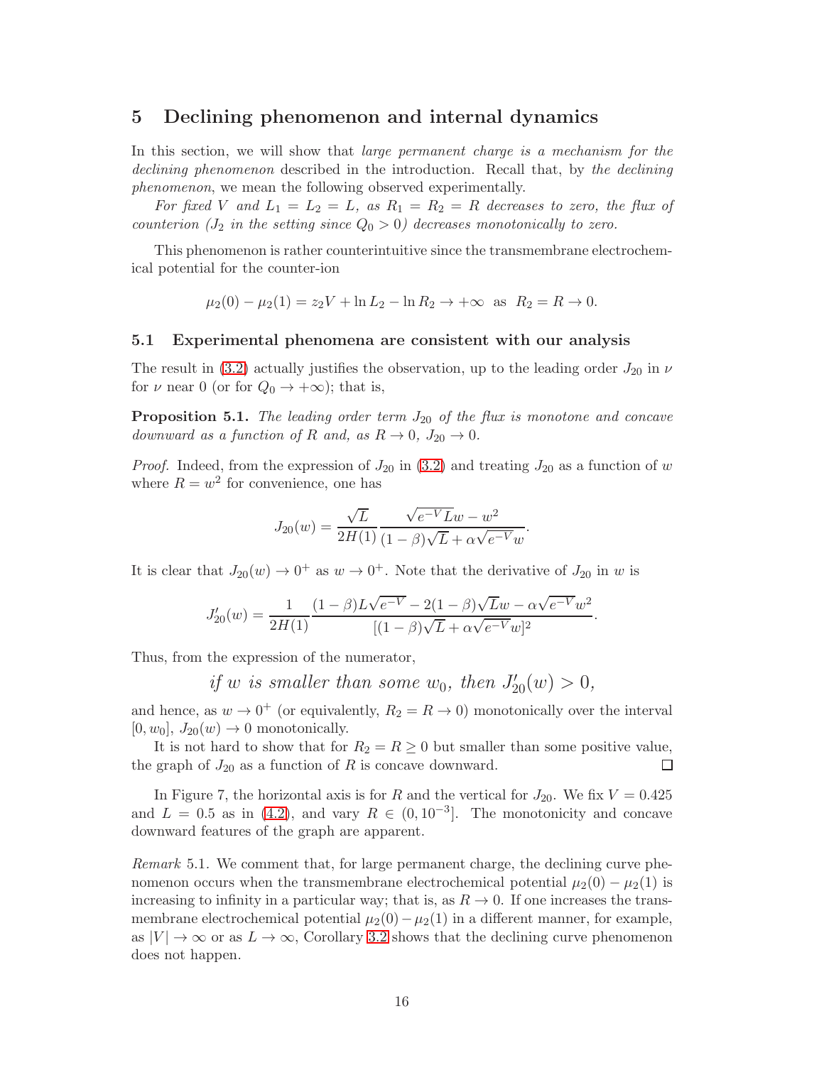# 5 Declining phenomenon and internal dynamics

In this section, we will show that *large permanent charge is a mechanism for the declining phenomenon* described in the introduction. Recall that, by *the declining phenomenon*, we mean the following observed experimentally.

*For fixed $V$ and $L_1 = L_2 = L$, as $R_1 = R_2 = R$ decreases to zero, the flux of counterion ($J_2$ in the setting since $Q_0 > 0$) decreases monotonically to zero.*

This phenomenon is rather counterintuitive since the transmembrane electrochemical potential for the counter-ion

$$\mu_2(0) - \mu_2(1) = z_2 V + \ln L_2 - \ln R_2 \to +\infty \text{ as } R_2 = R \to 0.$$

## 5.1 Experimental phenomena are consistent with our analysis

The result in (3.2) actually justifies the observation, up to the leading order $J_{20}$ in $\nu$ for $\nu$ near 0 (or for $Q_0 \to +\infty$); that is,

**Proposition 5.1.** *The leading order term $J_{20}$ of the flux is monotone and concave downward as a function of $R$ and, as $R \to 0$, $J_{20} \to 0$.*

*Proof.* Indeed, from the expression of $J_{20}$ in (3.2) and treating $J_{20}$ as a function of $w$ where $R = w^2$ for convenience, one has

$$J_{20}(w) = \frac{\sqrt{L}}{2H(1)} \frac{\sqrt{e^{-V}L}w - w^2}{(1-\beta)\sqrt{L} + \alpha\sqrt{e^{-V}}w}.$$

It is clear that $J_{20}(w) \to 0^+$ as $w \to 0^+$. Note that the derivative of $J_{20}$ in $w$ is

$$J_{20}'(w) = \frac{1}{2H(1)} \frac{(1-\beta)L\sqrt{e^{-V}} - 2(1-\beta)\sqrt{L}w - \alpha\sqrt{e^{-V}}w^2}{[(1-\beta)\sqrt{L} + \alpha\sqrt{e^{-V}}w]^2}.$$

Thus, from the expression of the numerator,

*if $w$ is smaller than some $w_0$, then $J_{20}'(w) > 0$,*

and hence, as $w \to 0^+$ (or equivalently, $R_2 = R \to 0$) monotonically over the interval $[0, w_0]$, $J_{20}(w) \to 0$ monotonically.

It is not hard to show that for $R_2 = R \geq 0$ but smaller than some positive value, the graph of $J_{20}$ as a function of $R$ is concave downward. □

In Figure 7, the horizontal axis is for $R$ and the vertical for $J_{20}$. We fix $V = 0.425$ and $L = 0.5$ as in (4.2), and vary $R \in (0, 10^{-3}]$. The monotonicity and concave downward features of the graph are apparent.

*Remark* 5.1. We comment that, for large permanent charge, the declining curve phenomenon occurs when the transmembrane electrochemical potential $\mu_2(0) - \mu_2(1)$ is increasing to infinity in a particular way; that is, as $R \to 0$. If one increases the transmembrane electrochemical potential $\mu_2(0) - \mu_2(1)$ in a different manner, for example, as $|V| \to \infty$ or as $L \to \infty$, Corollary 3.2 shows that the declining curve phenomenon does not happen.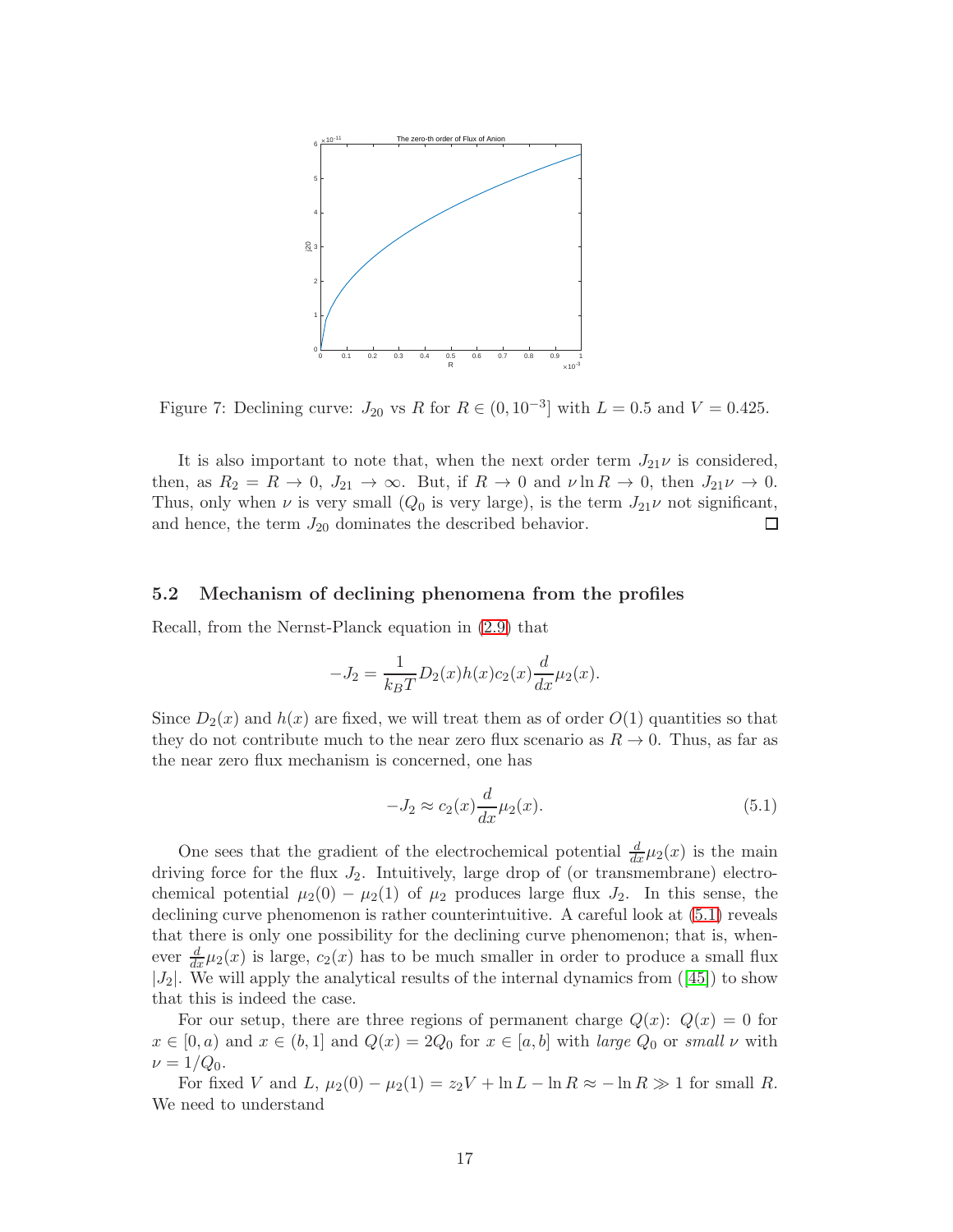Figure 7: Declining curve: $J_{20}$ vs $R$ for $R \in (0, 10^{-3}]$ with $L = 0.5$ and $V = 0.425$.

It is also important to note that, when the next order term $J_{21}\nu$ is considered, then, as $R_2 = R \to 0$, $J_{21} \to \infty$. But, if $R \to 0$ and $\nu \ln R \to 0$, then $J_{21}\nu \to 0$. Thus, only when $\nu$ is very small ($Q_0$ is very large), is the term $J_{21}\nu$ not significant, and hence, the term $J_{20}$ dominates the described behavior. □

### 5.2 Mechanism of declining phenomena from the profiles

Recall, from the Nernst-Planck equation in (2.9) that

$$-J_2 = \frac{1}{k_B T} D_2(x) h(x) c_2(x) \frac{d}{dx}\mu_2(x).$$

Since $D_2(x)$ and $h(x)$ are fixed, we will treat them as of order $O(1)$ quantities so that they do not contribute much to the near zero flux scenario as $R \to 0$. Thus, as far as the near zero flux mechanism is concerned, one has

$$-J_2 \approx c_2(x) \frac{d}{dx}\mu_2(x). \tag{5.1}$$

One sees that the gradient of the electrochemical potential $\frac{d}{dx}\mu_2(x)$ is the main driving force for the flux $J_2$. Intuitively, large drop of (or transmembrane) electrochemical potential $\mu_2(0) - \mu_2(1)$ of $\mu_2$ produces large flux $J_2$. In this sense, the declining curve phenomenon is rather counterintuitive. A careful look at (5.1) reveals that there is only one possibility for the declining curve phenomenon; that is, whenever $\frac{d}{dx}\mu_2(x)$ is large, $c_2(x)$ has to be much smaller in order to produce a small flux $|J_2|$. We will apply the analytical results of the internal dynamics from ([45]) to show that this is indeed the case.

For our setup, there are three regions of permanent charge $Q(x)$: $Q(x) = 0$ for $x \in [0, a)$ and $x \in (b, 1]$ and $Q(x) = 2Q_0$ for $x \in [a, b]$ with *large* $Q_0$ or *small* $\nu$ with $\nu = 1/Q_0$.

For fixed $V$ and $L$, $\mu_2(0) - \mu_2(1) = z_2 V + \ln L - \ln R \approx -\ln R \gg 1$ for small $R$. We need to understand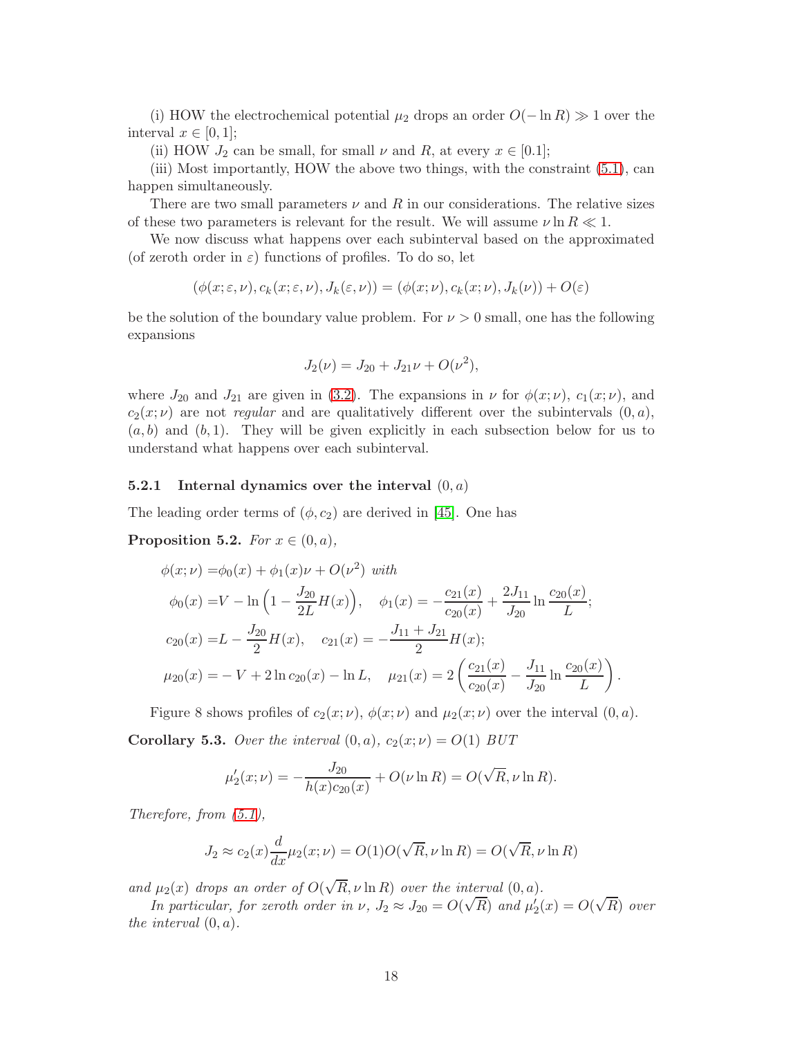(i) HOW the electrochemical potential $\mu_2$ drops an order $O(-\ln R) \gg 1$ over the interval $x \in [0,1]$;

(ii) HOW $J_2$ can be small, for small $\nu$ and $R$, at every $x \in [0.1]$;

(iii) Most importantly, HOW the above two things, with the constraint (5.1), can happen simultaneously.

There are two small parameters $\nu$ and $R$ in our considerations. The relative sizes of these two parameters is relevant for the result. We will assume $\nu \ln R \ll 1$.

We now discuss what happens over each subinterval based on the approximated (of zeroth order in $\varepsilon$) functions of profiles. To do so, let

$$(\phi(x;\varepsilon,\nu), c_k(x;\varepsilon,\nu), J_k(\varepsilon,\nu)) = (\phi(x;\nu), c_k(x;\nu), J_k(\nu)) + O(\varepsilon)$$

be the solution of the boundary value problem. For $\nu > 0$ small, one has the following expansions

$$J_2(\nu) = J_{20} + J_{21}\nu + O(\nu^2),$$

where $J_{20}$ and $J_{21}$ are given in (3.2). The expansions in $\nu$ for $\phi(x;\nu)$, $c_1(x;\nu)$, and $c_2(x;\nu)$ are not *regular* and are qualitatively different over the subintervals $(0,a)$, $(a,b)$ and $(b,1)$. They will be given explicitly in each subsection below for us to understand what happens over each subinterval.

### 5.2.1 Internal dynamics over the interval $(0,a)$

The leading order terms of $(\phi, c_2)$ are derived in [45]. One has

**Proposition 5.2.** *For $x \in (0,a)$,*

$$\begin{aligned}
\phi(x;\nu) =& \phi_0(x) + \phi_1(x)\nu + O(\nu^2) \text{ with}\\
\phi_0(x) =& V - \ln\Big(1 - \frac{J_{20}}{2L}H(x)\Big), \quad \phi_1(x) = -\frac{c_{21}(x)}{c_{20}(x)} + \frac{2J_{11}}{J_{20}}\ln\frac{c_{20}(x)}{L};\\
c_{20}(x) =& L - \frac{J_{20}}{2}H(x), \quad c_{21}(x) = -\frac{J_{11}+J_{21}}{2}H(x);\\
\mu_{20}(x) =& -V + 2\ln c_{20}(x) - \ln L, \quad \mu_{21}(x) = 2\left(\frac{c_{21}(x)}{c_{20}(x)} - \frac{J_{11}}{J_{20}}\ln\frac{c_{20}(x)}{L}\right).
\end{aligned}$$

Figure 8 shows profiles of $c_2(x;\nu)$, $\phi(x;\nu)$ and $\mu_2(x;\nu)$ over the interval $(0,a)$.

**Corollary 5.3.** *Over the interval $(0,a)$, $c_2(x;\nu) = O(1)$ BUT*

$$\mu_2'(x;\nu) = -\frac{J_{20}}{h(x)c_{20}(x)} + O(\nu\ln R) = O(\sqrt{R}, \nu\ln R).$$

*Therefore, from (5.1),*

$$J_2 \approx c_2(x)\frac{d}{dx}\mu_2(x;\nu) = O(1)O(\sqrt{R},\nu\ln R) = O(\sqrt{R},\nu\ln R)$$

*and $\mu_2(x)$ drops an order of $O(\sqrt{R},\nu\ln R)$ over the interval $(0,a)$.*

*In particular, for zeroth order in $\nu$, $J_2 \approx J_{20} = O(\sqrt{R})$ and $\mu_2'(x) = O(\sqrt{R})$ over the interval $(0,a)$.*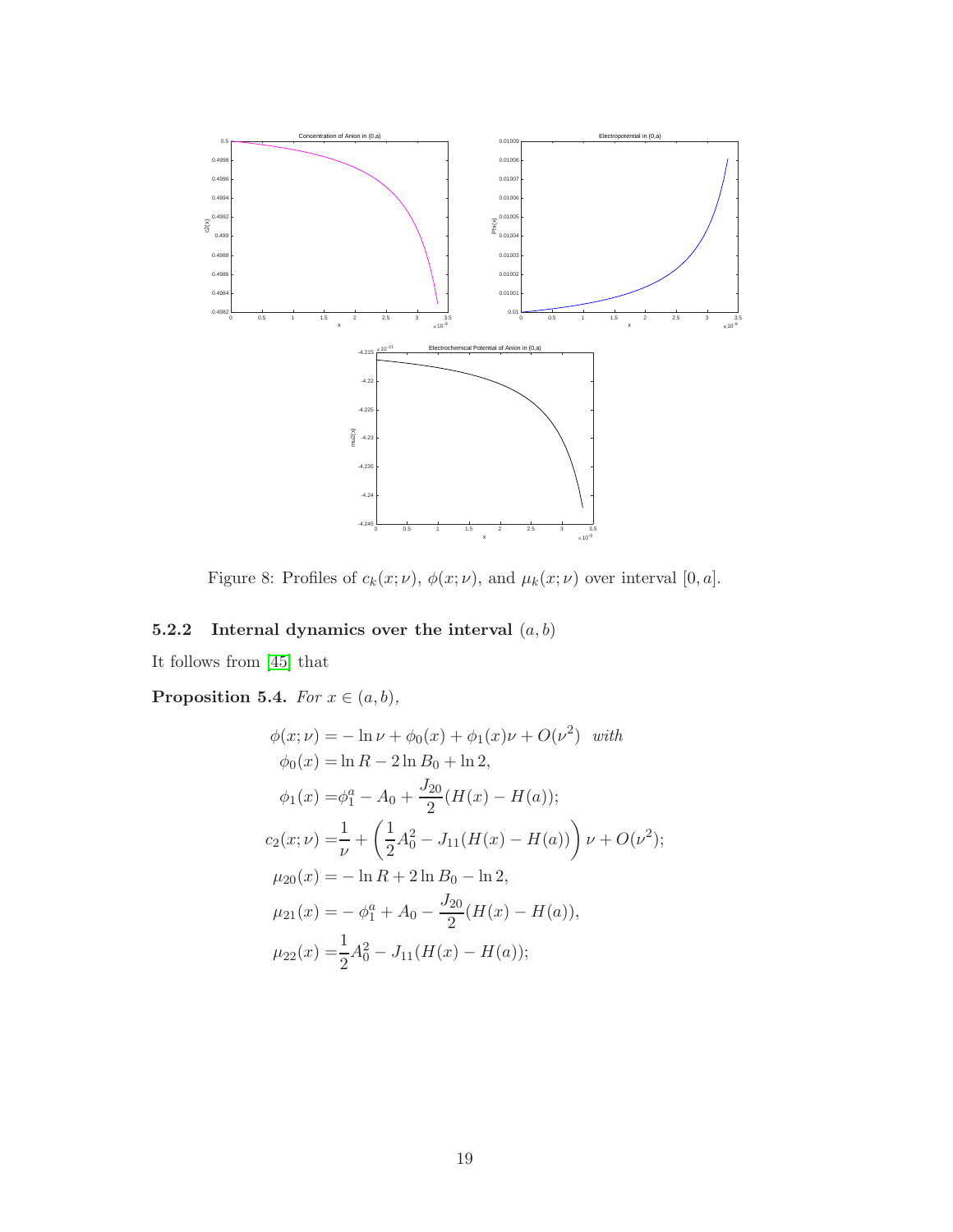Figure 8: Profiles of $c_k(x;\nu)$, $\phi(x;\nu)$, and $\mu_k(x;\nu)$ over interval $[0,a]$.

### 5.2.2 Internal dynamics over the interval $(a,b)$

It follows from [45] that

**Proposition 5.4.** *For $x \in (a,b)$,*

$$
\begin{aligned}
\phi(x;\nu) =& -\ln\nu + \phi_0(x) + \phi_1(x)\nu + O(\nu^2) \quad \textit{with} \\
\phi_0(x) =& \ln R - 2\ln B_0 + \ln 2, \\
\phi_1(x) =& \phi_1^a - A_0 + \frac{J_{20}}{2}(H(x) - H(a)); \\
c_2(x;\nu) =& \frac{1}{\nu} + \left(\frac{1}{2}A_0^2 - J_{11}(H(x) - H(a))\right)\nu + O(\nu^2); \\
\mu_{20}(x) =& -\ln R + 2\ln B_0 - \ln 2, \\
\mu_{21}(x) =& -\phi_1^a + A_0 - \frac{J_{20}}{2}(H(x) - H(a)), \\
\mu_{22}(x) =& \frac{1}{2}A_0^2 - J_{11}(H(x) - H(a));
\end{aligned}
$$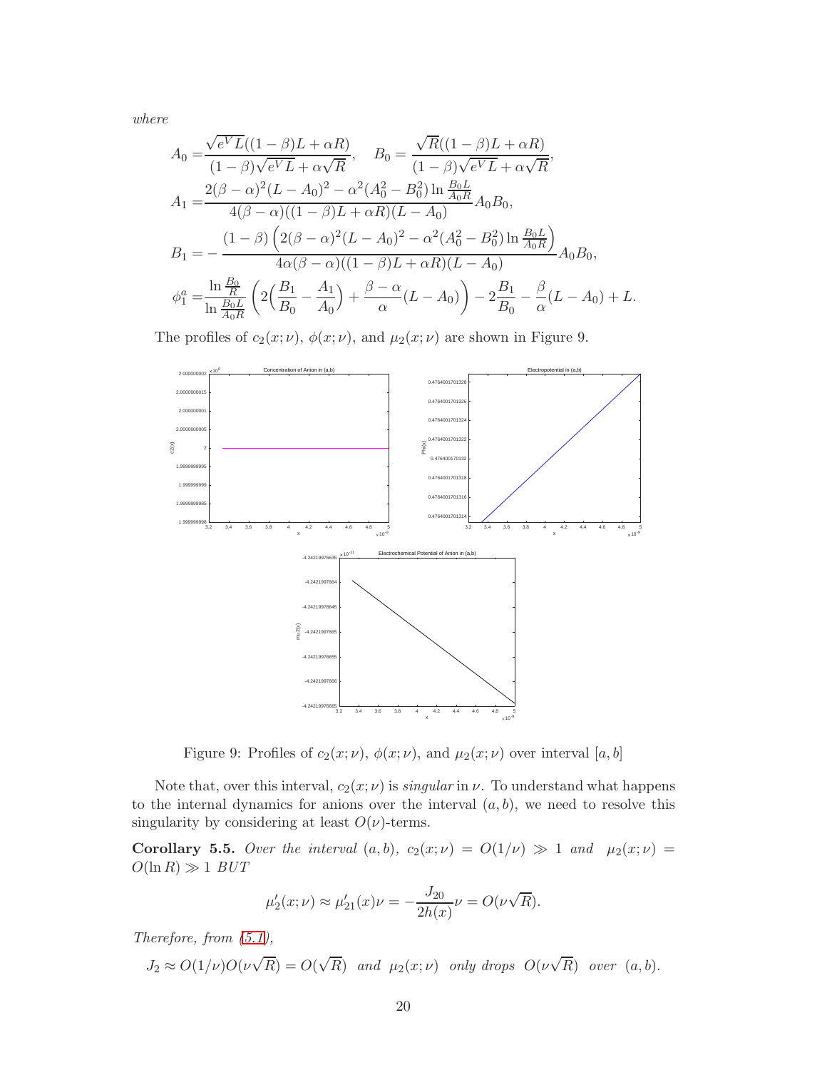*where*

$$
\begin{aligned}
A_0 =& \frac{\sqrt{e^V L}((1-\beta)L+\alpha R)}{(1-\beta)\sqrt{e^V L}+\alpha\sqrt{R}}, \quad B_0 = \frac{\sqrt{R}((1-\beta)L+\alpha R)}{(1-\beta)\sqrt{e^V L}+\alpha\sqrt{R}},\\
A_1 =& \frac{2(\beta-\alpha)^2(L-A_0)^2 - \alpha^2(A_0^2-B_0^2)\ln\frac{B_0 L}{A_0 R}}{4(\beta-\alpha)((1-\beta)L+\alpha R)(L-A_0)} A_0 B_0,\\
B_1 =& -\frac{(1-\beta)\left(2(\beta-\alpha)^2(L-A_0)^2 - \alpha^2(A_0^2-B_0^2)\ln\frac{B_0 L}{A_0 R}\right)}{4\alpha(\beta-\alpha)((1-\beta)L+\alpha R)(L-A_0)} A_0 B_0,\\
\phi_1^a =& \frac{\ln\frac{B_0}{R}}{\ln\frac{B_0 L}{A_0 R}}\left(2\Big(\frac{B_1}{B_0}-\frac{A_1}{A_0}\Big)+\frac{\beta-\alpha}{\alpha}(L-A_0)\right) - 2\frac{B_1}{B_0} - \frac{\beta}{\alpha}(L-A_0) + L.
\end{aligned}
$$

The profiles of $c_2(x;\nu)$, $\phi(x;\nu)$, and $\mu_2(x;\nu)$ are shown in Figure 9.

Figure 9: Profiles of $c_2(x;\nu)$, $\phi(x;\nu)$, and $\mu_2(x;\nu)$ over interval $[a,b]$

Note that, over this interval, $c_2(x;\nu)$ is *singular* in $\nu$. To understand what happens to the internal dynamics for anions over the interval $(a,b)$, we need to resolve this singularity by considering at least $O(\nu)$-terms.

**Corollary 5.5.** *Over the interval $(a,b)$, $c_2(x;\nu) = O(1/\nu) \gg 1$ and $\mu_2(x;\nu) = O(\ln R) \gg 1$ BUT*

$$
\mu_2'(x;\nu) \approx \mu_{21}'(x)\nu = -\frac{J_{20}}{2h(x)}\nu = O(\nu\sqrt{R}).
$$

*Therefore, from (5.1),*

$$
J_2 \approx O(1/\nu)O(\nu\sqrt{R}) = O(\sqrt{R}) \;\; \text{and} \;\; \mu_2(x;\nu) \;\; \text{only drops} \;\; O(\nu\sqrt{R}) \;\; \text{over} \;\; (a,b).
$$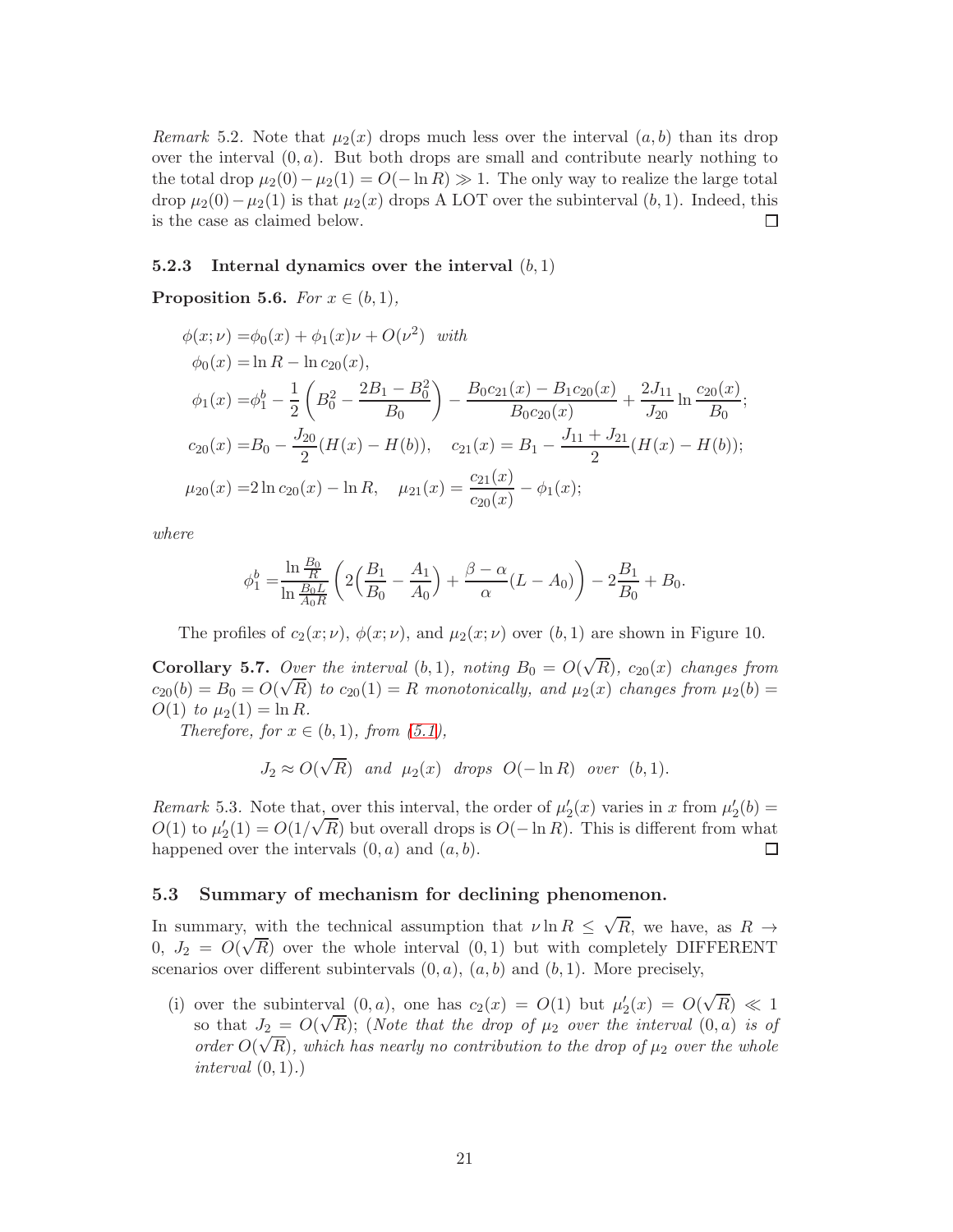*Remark* 5.2. Note that $\mu_2(x)$ drops much less over the interval $(a, b)$ than its drop over the interval $(0, a)$. But both drops are small and contribute nearly nothing to the total drop $\mu_2(0) - \mu_2(1) = O(-\ln R) \gg 1$. The only way to realize the large total drop $\mu_2(0) - \mu_2(1)$ is that $\mu_2(x)$ drops A LOT over the subinterval $(b, 1)$. Indeed, this is the case as claimed below. □

### 5.2.3 Internal dynamics over the interval $(b, 1)$

**Proposition 5.6.** *For $x \in (b, 1)$,*

$$
\begin{aligned}
\phi(x;\nu) =& \phi_0(x) + \phi_1(x)\nu + O(\nu^2) \quad \text{with} \\
\phi_0(x) =& \ln R - \ln c_{20}(x), \\
\phi_1(x) =& \phi_1^b - \frac{1}{2}\left(B_0^2 - \frac{2B_1 - B_0^2}{B_0}\right) - \frac{B_0 c_{21}(x) - B_1 c_{20}(x)}{B_0 c_{20}(x)} + \frac{2J_{11}}{J_{20}} \ln \frac{c_{20}(x)}{B_0}; \\
c_{20}(x) =& B_0 - \frac{J_{20}}{2}(H(x) - H(b)), \quad c_{21}(x) = B_1 - \frac{J_{11} + J_{21}}{2}(H(x) - H(b)); \\
\mu_{20}(x) =& 2\ln c_{20}(x) - \ln R, \quad \mu_{21}(x) = \frac{c_{21}(x)}{c_{20}(x)} - \phi_1(x);
\end{aligned}
$$

*where*

$$
\phi_1^b = \frac{\ln \frac{B_0}{R}}{\ln \frac{B_0 L}{A_0 R}} \left( 2\Big(\frac{B_1}{B_0} - \frac{A_1}{A_0}\Big) + \frac{\beta - \alpha}{\alpha}(L - A_0) \right) - 2\frac{B_1}{B_0} + B_0.
$$

The profiles of $c_2(x;\nu)$, $\phi(x;\nu)$, and $\mu_2(x;\nu)$ over $(b, 1)$ are shown in Figure 10.

**Corollary 5.7.** *Over the interval $(b, 1)$, noting $B_0 = O(\sqrt{R})$, $c_{20}(x)$ changes from $c_{20}(b) = B_0 = O(\sqrt{R})$ to $c_{20}(1) = R$ monotonically, and $\mu_2(x)$ changes from $\mu_2(b) = O(1)$ to $\mu_2(1) = \ln R$.*

*Therefore, for $x \in (b, 1)$, from (5.1),*

$$
J_2 \approx O(\sqrt{R}) \quad \text{and} \quad \mu_2(x) \quad \text{drops} \quad O(-\ln R) \quad \text{over} \quad (b, 1).
$$

*Remark* 5.3. Note that, over this interval, the order of $\mu_2'(x)$ varies in $x$ from $\mu_2'(b) = O(1)$ to $\mu_2'(1) = O(1/\sqrt{R})$ but overall drops is $O(-\ln R)$. This is different from what happened over the intervals $(0, a)$ and $(a, b)$. □

## 5.3 Summary of mechanism for declining phenomenon.

In summary, with the technical assumption that $\nu \ln R \le \sqrt{R}$, we have, as $R \to 0$, $J_2 = O(\sqrt{R})$ over the whole interval $(0, 1)$ but with completely DIFFERENT scenarios over different subintervals $(0, a)$, $(a, b)$ and $(b, 1)$. More precisely,

(i) over the subinterval $(0, a)$, one has $c_2(x) = O(1)$ but $\mu_2'(x) = O(\sqrt{R}) \ll 1$ so that $J_2 = O(\sqrt{R})$; (*Note that the drop of $\mu_2$ over the interval $(0, a)$ is of order $O(\sqrt{R})$, which has nearly no contribution to the drop of $\mu_2$ over the whole interval $(0, 1)$.*)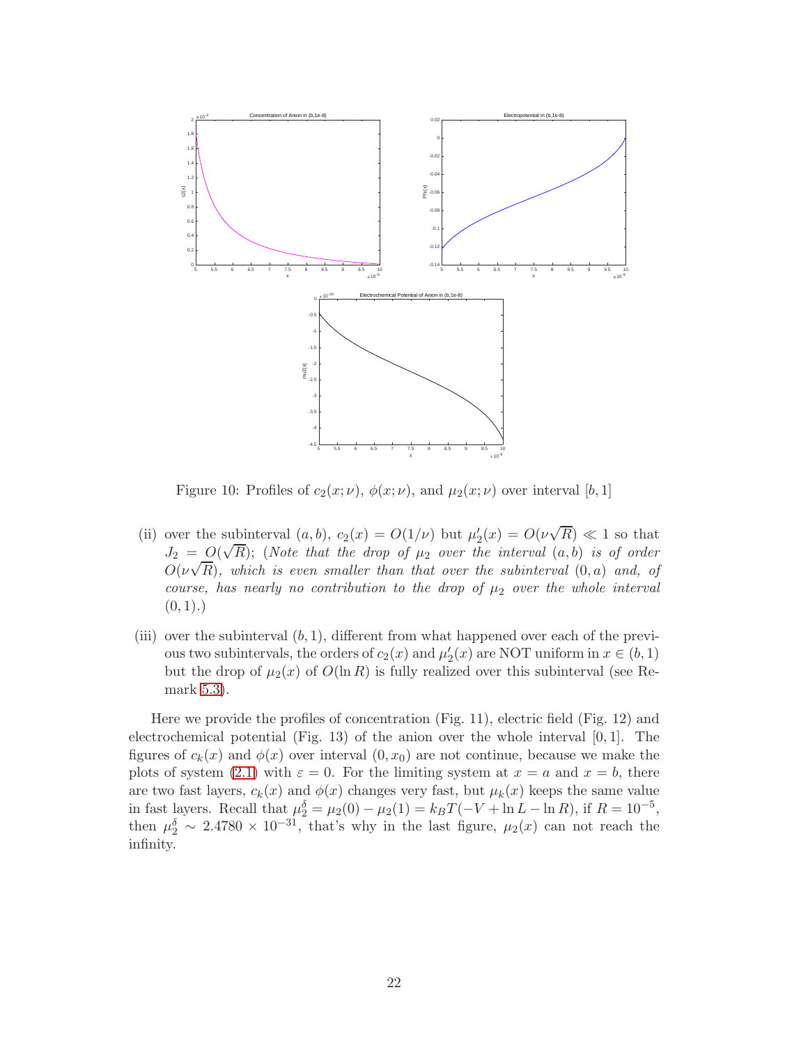Figure 10: Profiles of $c_2(x;\nu)$, $\phi(x;\nu)$, and $\mu_2(x;\nu)$ over interval $[b,1]$

(ii) over the subinterval $(a,b)$, $c_2(x) = O(1/\nu)$ but $\mu_2'(x) = O(\nu\sqrt{R}) \ll 1$ so that $J_2 = O(\sqrt{R})$; (*Note that the drop of $\mu_2$ over the interval $(a,b)$ is of order $O(\nu\sqrt{R})$, which is even smaller than that over the subinterval $(0,a)$ and, of course, has nearly no contribution to the drop of $\mu_2$ over the whole interval $(0,1)$.*)

(iii) over the subinterval $(b,1)$, different from what happened over each of the previous two subintervals, the orders of $c_2(x)$ and $\mu_2'(x)$ are NOT uniform in $x \in (b,1)$ but the drop of $\mu_2(x)$ of $O(\ln R)$ is fully realized over this subinterval (see Remark 5.3).

Here we provide the profiles of concentration (Fig. 11), electric field (Fig. 12) and electrochemical potential (Fig. 13) of the anion over the whole interval $[0,1]$. The figures of $c_k(x)$ and $\phi(x)$ over interval $(0,x_0)$ are not continue, because we make the plots of system (2.1) with $\varepsilon = 0$. For the limiting system at $x = a$ and $x = b$, there are two fast layers, $c_k(x)$ and $\phi(x)$ changes very fast, but $\mu_k(x)$ keeps the same value in fast layers. Recall that $\mu_2^\delta = \mu_2(0) - \mu_2(1) = k_BT(-V + \ln L - \ln R)$, if $R = 10^{-5}$, then $\mu_2^\delta \sim 2.4780 \times 10^{-31}$, that's why in the last figure, $\mu_2(x)$ can not reach the infinity.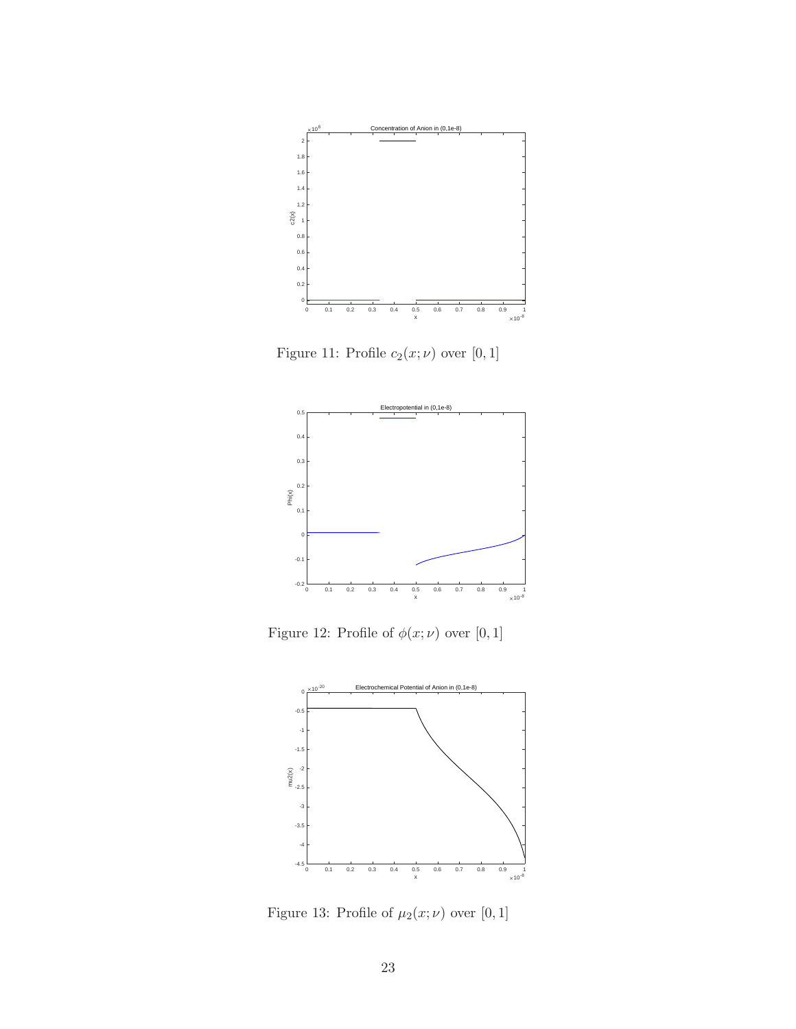Figure 11: Profile $c_2(x;\nu)$ over $[0,1]$

Figure 12: Profile of $\phi(x;\nu)$ over $[0,1]$

Figure 13: Profile of $\mu_2(x;\nu)$ over $[0,1]$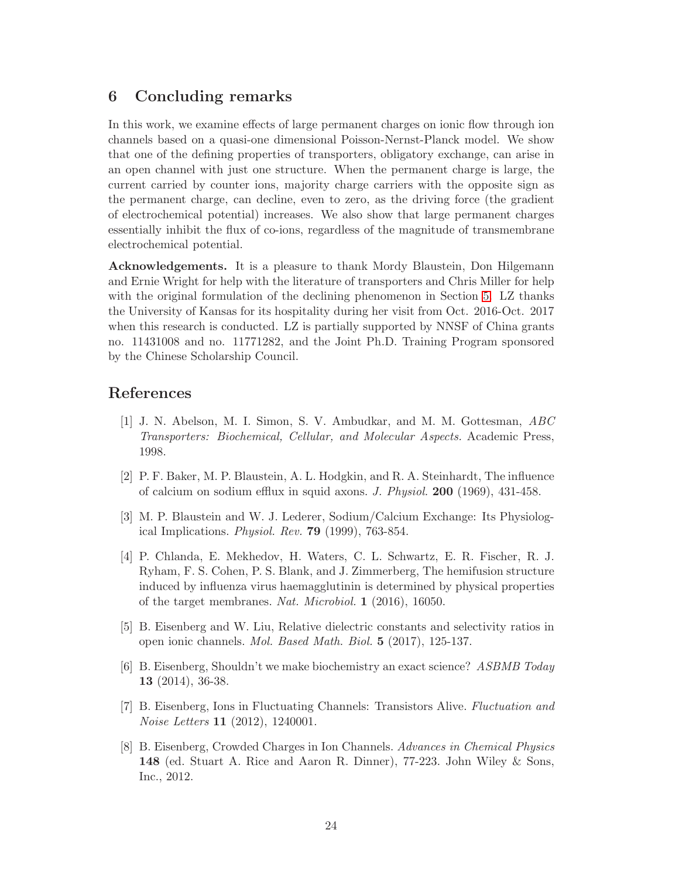## 6 Concluding remarks

In this work, we examine effects of large permanent charges on ionic flow through ion channels based on a quasi-one dimensional Poisson-Nernst-Planck model. We show that one of the defining properties of transporters, obligatory exchange, can arise in an open channel with just one structure. When the permanent charge is large, the current carried by counter ions, majority charge carriers with the opposite sign as the permanent charge, can decline, even to zero, as the driving force (the gradient of electrochemical potential) increases. We also show that large permanent charges essentially inhibit the flux of co-ions, regardless of the magnitude of transmembrane electrochemical potential.

**Acknowledgements.** It is a pleasure to thank Mordy Blaustein, Don Hilgemann and Ernie Wright for help with the literature of transporters and Chris Miller for help with the original formulation of the declining phenomenon in Section 5. LZ thanks the University of Kansas for its hospitality during her visit from Oct. 2016-Oct. 2017 when this research is conducted. LZ is partially supported by NNSF of China grants no. 11431008 and no. 11771282, and the Joint Ph.D. Training Program sponsored by the Chinese Scholarship Council.

## References

[1] J. N. Abelson, M. I. Simon, S. V. Ambudkar, and M. M. Gottesman, *ABC Transporters: Biochemical, Cellular, and Molecular Aspects.* Academic Press, 1998.

[2] P. F. Baker, M. P. Blaustein, A. L. Hodgkin, and R. A. Steinhardt, The influence of calcium on sodium efflux in squid axons. *J. Physiol.* **200** (1969), 431-458.

[3] M. P. Blaustein and W. J. Lederer, Sodium/Calcium Exchange: Its Physiological Implications. *Physiol. Rev.* **79** (1999), 763-854.

[4] P. Chlanda, E. Mekhedov, H. Waters, C. L. Schwartz, E. R. Fischer, R. J. Ryham, F. S. Cohen, P. S. Blank, and J. Zimmerberg, The hemifusion structure induced by influenza virus haemagglutinin is determined by physical properties of the target membranes. *Nat. Microbiol.* **1** (2016), 16050.

[5] B. Eisenberg and W. Liu, Relative dielectric constants and selectivity ratios in open ionic channels. *Mol. Based Math. Biol.* **5** (2017), 125-137.

[6] B. Eisenberg, Shouldn't we make biochemistry an exact science? *ASBMB Today* **13** (2014), 36-38.

[7] B. Eisenberg, Ions in Fluctuating Channels: Transistors Alive. *Fluctuation and Noise Letters* **11** (2012), 1240001.

[8] B. Eisenberg, Crowded Charges in Ion Channels. *Advances in Chemical Physics* **148** (ed. Stuart A. Rice and Aaron R. Dinner), 77-223. John Wiley & Sons, Inc., 2012.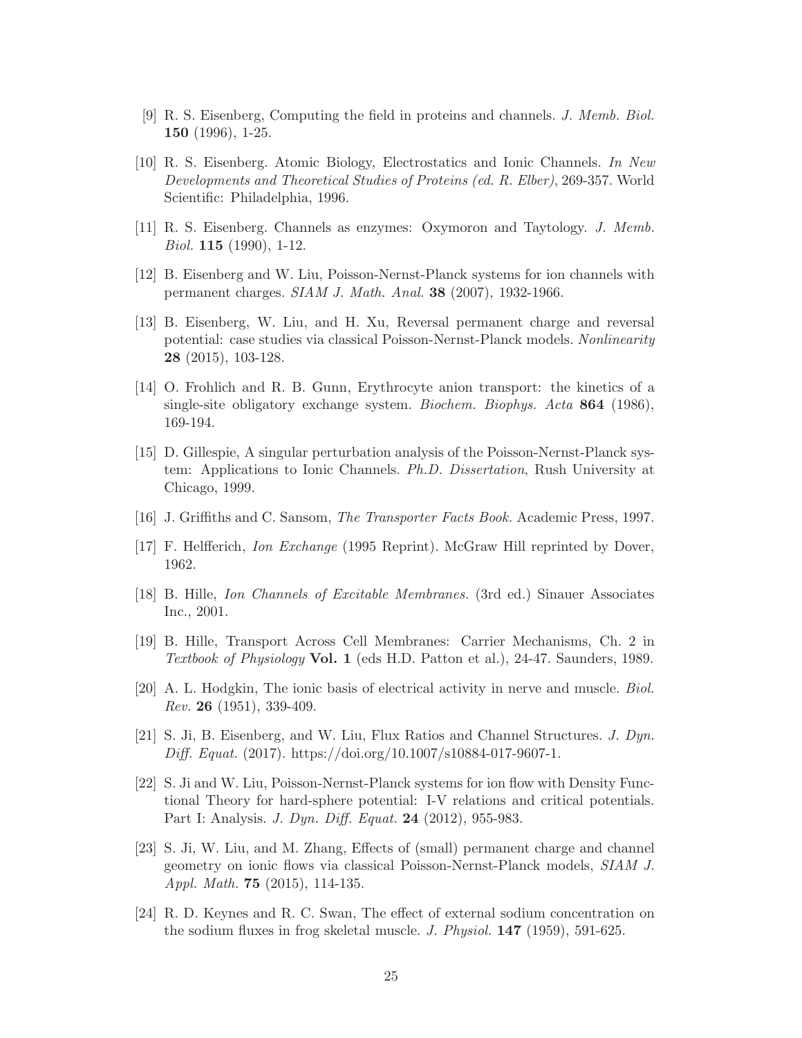[9] R. S. Eisenberg, Computing the field in proteins and channels. *J. Memb. Biol.* **150** (1996), 1-25.

[10] R. S. Eisenberg. Atomic Biology, Electrostatics and Ionic Channels. *In New Developments and Theoretical Studies of Proteins (ed. R. Elber)*, 269-357. World Scientific: Philadelphia, 1996.

[11] R. S. Eisenberg. Channels as enzymes: Oxymoron and Taytology. *J. Memb. Biol.* **115** (1990), 1-12.

[12] B. Eisenberg and W. Liu, Poisson-Nernst-Planck systems for ion channels with permanent charges. *SIAM J. Math. Anal.* **38** (2007), 1932-1966.

[13] B. Eisenberg, W. Liu, and H. Xu, Reversal permanent charge and reversal potential: case studies via classical Poisson-Nernst-Planck models. *Nonlinearity* **28** (2015), 103-128.

[14] O. Frohlich and R. B. Gunn, Erythrocyte anion transport: the kinetics of a single-site obligatory exchange system. *Biochem. Biophys. Acta* **864** (1986), 169-194.

[15] D. Gillespie, A singular perturbation analysis of the Poisson-Nernst-Planck system: Applications to Ionic Channels. *Ph.D. Dissertation*, Rush University at Chicago, 1999.

[16] J. Griffiths and C. Sansom, *The Transporter Facts Book.* Academic Press, 1997.

[17] F. Helfferich, *Ion Exchange* (1995 Reprint). McGraw Hill reprinted by Dover, 1962.

[18] B. Hille, *Ion Channels of Excitable Membranes.* (3rd ed.) Sinauer Associates Inc., 2001.

[19] B. Hille, Transport Across Cell Membranes: Carrier Mechanisms, Ch. 2 in *Textbook of Physiology* **Vol. 1** (eds H.D. Patton et al.), 24-47. Saunders, 1989.

[20] A. L. Hodgkin, The ionic basis of electrical activity in nerve and muscle. *Biol. Rev.* **26** (1951), 339-409.

[21] S. Ji, B. Eisenberg, and W. Liu, Flux Ratios and Channel Structures. *J. Dyn. Diff. Equat.* (2017). https://doi.org/10.1007/s10884-017-9607-1.

[22] S. Ji and W. Liu, Poisson-Nernst-Planck systems for ion flow with Density Functional Theory for hard-sphere potential: I-V relations and critical potentials. Part I: Analysis. *J. Dyn. Diff. Equat.* **24** (2012), 955-983.

[23] S. Ji, W. Liu, and M. Zhang, Effects of (small) permanent charge and channel geometry on ionic flows via classical Poisson-Nernst-Planck models, *SIAM J. Appl. Math.* **75** (2015), 114-135.

[24] R. D. Keynes and R. C. Swan, The effect of external sodium concentration on the sodium fluxes in frog skeletal muscle. *J. Physiol.* **147** (1959), 591-625.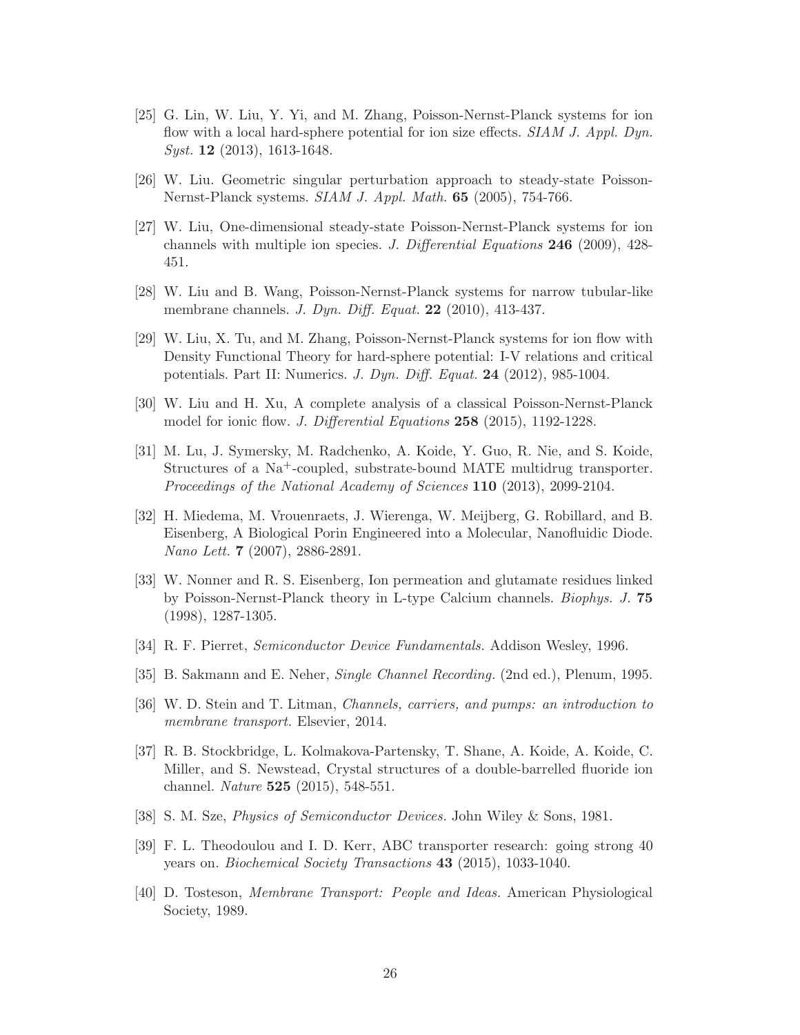[25] G. Lin, W. Liu, Y. Yi, and M. Zhang, Poisson-Nernst-Planck systems for ion flow with a local hard-sphere potential for ion size effects. *SIAM J. Appl. Dyn. Syst.* **12** (2013), 1613-1648.

[26] W. Liu. Geometric singular perturbation approach to steady-state Poisson-Nernst-Planck systems. *SIAM J. Appl. Math.* **65** (2005), 754-766.

[27] W. Liu, One-dimensional steady-state Poisson-Nernst-Planck systems for ion channels with multiple ion species. *J. Differential Equations* **246** (2009), 428-451.

[28] W. Liu and B. Wang, Poisson-Nernst-Planck systems for narrow tubular-like membrane channels. *J. Dyn. Diff. Equat.* **22** (2010), 413-437.

[29] W. Liu, X. Tu, and M. Zhang, Poisson-Nernst-Planck systems for ion flow with Density Functional Theory for hard-sphere potential: I-V relations and critical potentials. Part II: Numerics. *J. Dyn. Diff. Equat.* **24** (2012), 985-1004.

[30] W. Liu and H. Xu, A complete analysis of a classical Poisson-Nernst-Planck model for ionic flow. *J. Differential Equations* **258** (2015), 1192-1228.

[31] M. Lu, J. Symersky, M. Radchenko, A. Koide, Y. Guo, R. Nie, and S. Koide, Structures of a $Na^+$-coupled, substrate-bound MATE multidrug transporter. *Proceedings of the National Academy of Sciences* **110** (2013), 2099-2104.

[32] H. Miedema, M. Vrouenraets, J. Wierenga, W. Meijberg, G. Robillard, and B. Eisenberg, A Biological Porin Engineered into a Molecular, Nanofluidic Diode. *Nano Lett.* **7** (2007), 2886-2891.

[33] W. Nonner and R. S. Eisenberg, Ion permeation and glutamate residues linked by Poisson-Nernst-Planck theory in L-type Calcium channels. *Biophys. J.* **75** (1998), 1287-1305.

[34] R. F. Pierret, *Semiconductor Device Fundamentals.* Addison Wesley, 1996.

[35] B. Sakmann and E. Neher, *Single Channel Recording.* (2nd ed.), Plenum, 1995.

[36] W. D. Stein and T. Litman, *Channels, carriers, and pumps: an introduction to membrane transport.* Elsevier, 2014.

[37] R. B. Stockbridge, L. Kolmakova-Partensky, T. Shane, A. Koide, A. Koide, C. Miller, and S. Newstead, Crystal structures of a double-barrelled fluoride ion channel. *Nature* **525** (2015), 548-551.

[38] S. M. Sze, *Physics of Semiconductor Devices.* John Wiley & Sons, 1981.

[39] F. L. Theodoulou and I. D. Kerr, ABC transporter research: going strong 40 years on. *Biochemical Society Transactions* **43** (2015), 1033-1040.

[40] D. Tosteson, *Membrane Transport: People and Ideas.* American Physiological Society, 1989.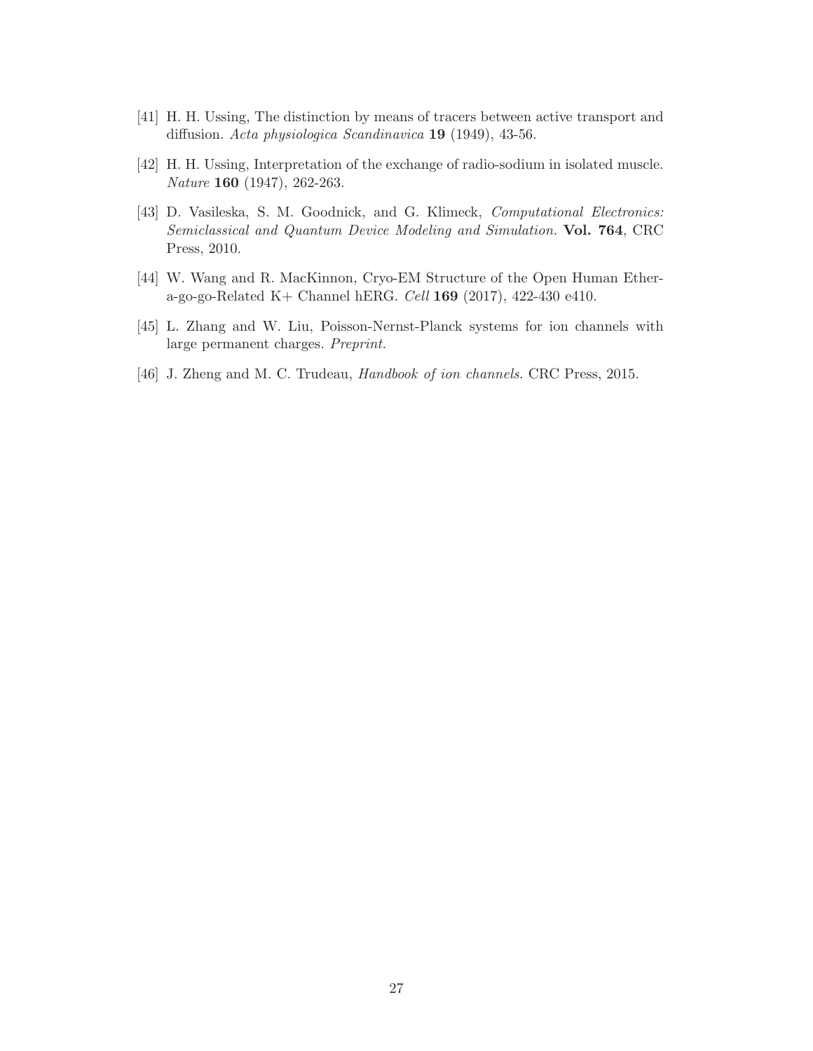[41] H. H. Ussing, The distinction by means of tracers between active transport and diffusion. *Acta physiologica Scandinavica* **19** (1949), 43-56.

[42] H. H. Ussing, Interpretation of the exchange of radio-sodium in isolated muscle. *Nature* **160** (1947), 262-263.

[43] D. Vasileska, S. M. Goodnick, and G. Klimeck, *Computational Electronics: Semiclassical and Quantum Device Modeling and Simulation.* **Vol. 764**, CRC Press, 2010.

[44] W. Wang and R. MacKinnon, Cryo-EM Structure of the Open Human Ether-a-go-go-Related K+ Channel hERG. *Cell* **169** (2017), 422-430 e410.

[45] L. Zhang and W. Liu, Poisson-Nernst-Planck systems for ion channels with large permanent charges. *Preprint.*

[46] J. Zheng and M. C. Trudeau, *Handbook of ion channels.* CRC Press, 2015.